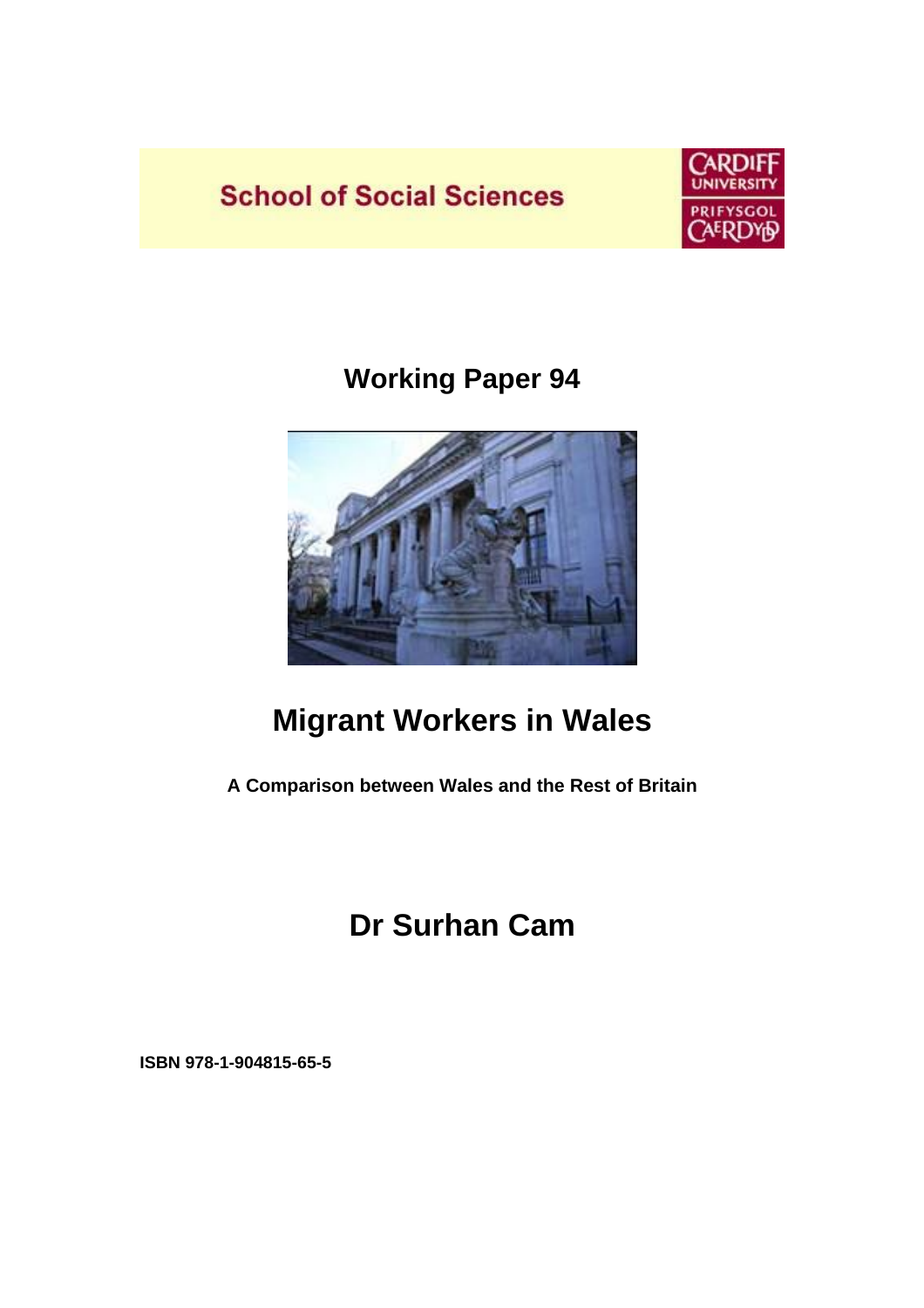School of Social Sciences

CARDIFF UNIVERSITY
PRIFYSGOL CAERDYDD

## Working Paper 94

# Migrant Workers in Wales

### A Comparison between Wales and the Rest of Britain

## Dr Surhan Cam

**ISBN 978-1-904815-65-5**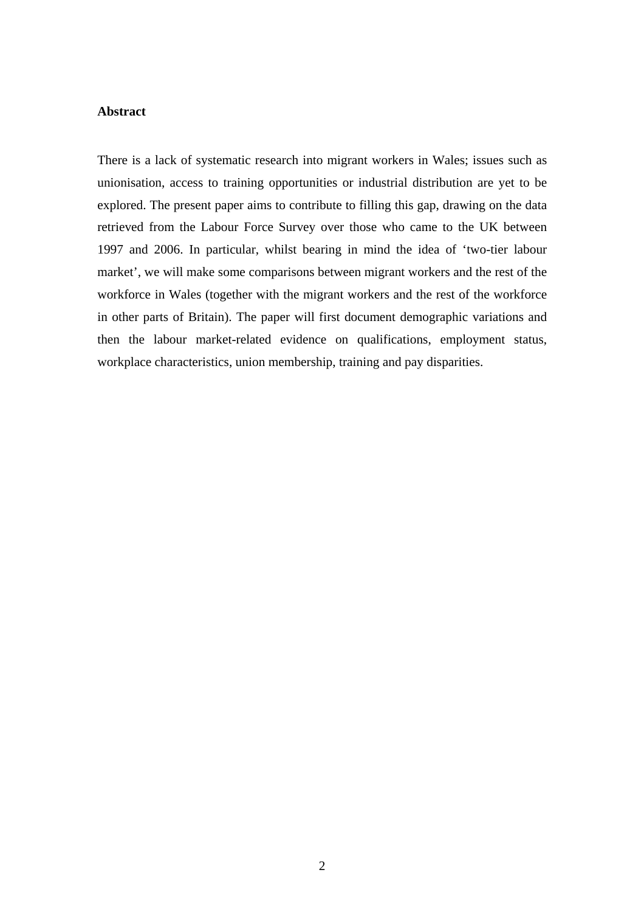## Abstract

There is a lack of systematic research into migrant workers in Wales; issues such as unionisation, access to training opportunities or industrial distribution are yet to be explored. The present paper aims to contribute to filling this gap, drawing on the data retrieved from the Labour Force Survey over those who came to the UK between 1997 and 2006. In particular, whilst bearing in mind the idea of 'two-tier labour market', we will make some comparisons between migrant workers and the rest of the workforce in Wales (together with the migrant workers and the rest of the workforce in other parts of Britain). The paper will first document demographic variations and then the labour market-related evidence on qualifications, employment status, workplace characteristics, union membership, training and pay disparities.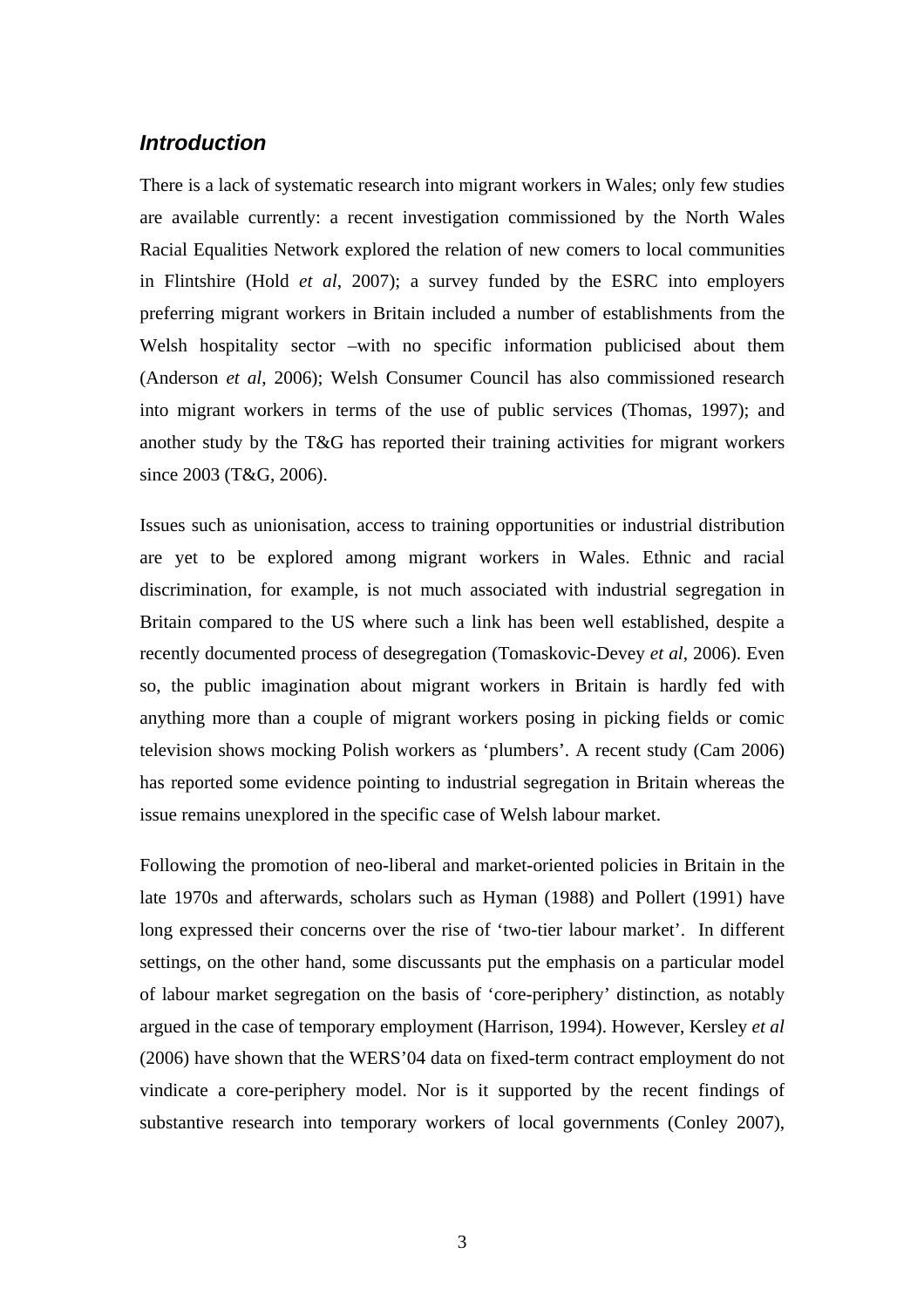## *Introduction*

There is a lack of systematic research into migrant workers in Wales; only few studies are available currently: a recent investigation commissioned by the North Wales Racial Equalities Network explored the relation of new comers to local communities in Flintshire (Hold *et al*, 2007); a survey funded by the ESRC into employers preferring migrant workers in Britain included a number of establishments from the Welsh hospitality sector –with no specific information publicised about them (Anderson *et al*, 2006); Welsh Consumer Council has also commissioned research into migrant workers in terms of the use of public services (Thomas, 1997); and another study by the T&G has reported their training activities for migrant workers since 2003 (T&G, 2006).

Issues such as unionisation, access to training opportunities or industrial distribution are yet to be explored among migrant workers in Wales. Ethnic and racial discrimination, for example, is not much associated with industrial segregation in Britain compared to the US where such a link has been well established, despite a recently documented process of desegregation (Tomaskovic-Devey *et al*, 2006). Even so, the public imagination about migrant workers in Britain is hardly fed with anything more than a couple of migrant workers posing in picking fields or comic television shows mocking Polish workers as 'plumbers'. A recent study (Cam 2006) has reported some evidence pointing to industrial segregation in Britain whereas the issue remains unexplored in the specific case of Welsh labour market.

Following the promotion of neo-liberal and market-oriented policies in Britain in the late 1970s and afterwards, scholars such as Hyman (1988) and Pollert (1991) have long expressed their concerns over the rise of 'two-tier labour market'. In different settings, on the other hand, some discussants put the emphasis on a particular model of labour market segregation on the basis of 'core-periphery' distinction, as notably argued in the case of temporary employment (Harrison, 1994). However, Kersley *et al* (2006) have shown that the WERS'04 data on fixed-term contract employment do not vindicate a core-periphery model. Nor is it supported by the recent findings of substantive research into temporary workers of local governments (Conley 2007),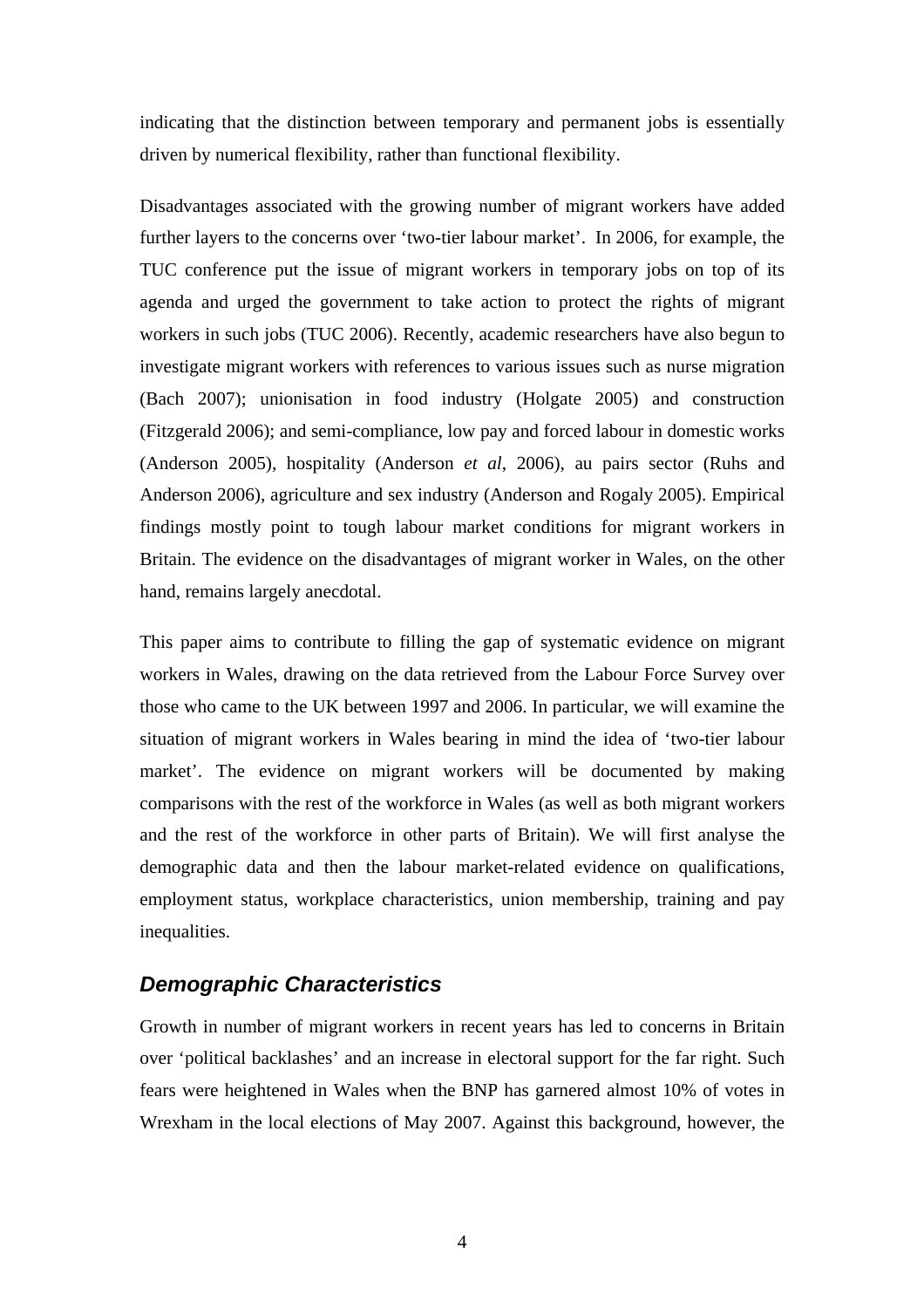indicating that the distinction between temporary and permanent jobs is essentially driven by numerical flexibility, rather than functional flexibility.

Disadvantages associated with the growing number of migrant workers have added further layers to the concerns over 'two-tier labour market'. In 2006, for example, the TUC conference put the issue of migrant workers in temporary jobs on top of its agenda and urged the government to take action to protect the rights of migrant workers in such jobs (TUC 2006). Recently, academic researchers have also begun to investigate migrant workers with references to various issues such as nurse migration (Bach 2007); unionisation in food industry (Holgate 2005) and construction (Fitzgerald 2006); and semi-compliance, low pay and forced labour in domestic works (Anderson 2005), hospitality (Anderson *et al*, 2006), au pairs sector (Ruhs and Anderson 2006), agriculture and sex industry (Anderson and Rogaly 2005). Empirical findings mostly point to tough labour market conditions for migrant workers in Britain. The evidence on the disadvantages of migrant worker in Wales, on the other hand, remains largely anecdotal.

This paper aims to contribute to filling the gap of systematic evidence on migrant workers in Wales, drawing on the data retrieved from the Labour Force Survey over those who came to the UK between 1997 and 2006. In particular, we will examine the situation of migrant workers in Wales bearing in mind the idea of 'two-tier labour market'. The evidence on migrant workers will be documented by making comparisons with the rest of the workforce in Wales (as well as both migrant workers and the rest of the workforce in other parts of Britain). We will first analyse the demographic data and then the labour market-related evidence on qualifications, employment status, workplace characteristics, union membership, training and pay inequalities.

## *Demographic Characteristics*

Growth in number of migrant workers in recent years has led to concerns in Britain over 'political backlashes' and an increase in electoral support for the far right. Such fears were heightened in Wales when the BNP has garnered almost 10% of votes in Wrexham in the local elections of May 2007. Against this background, however, the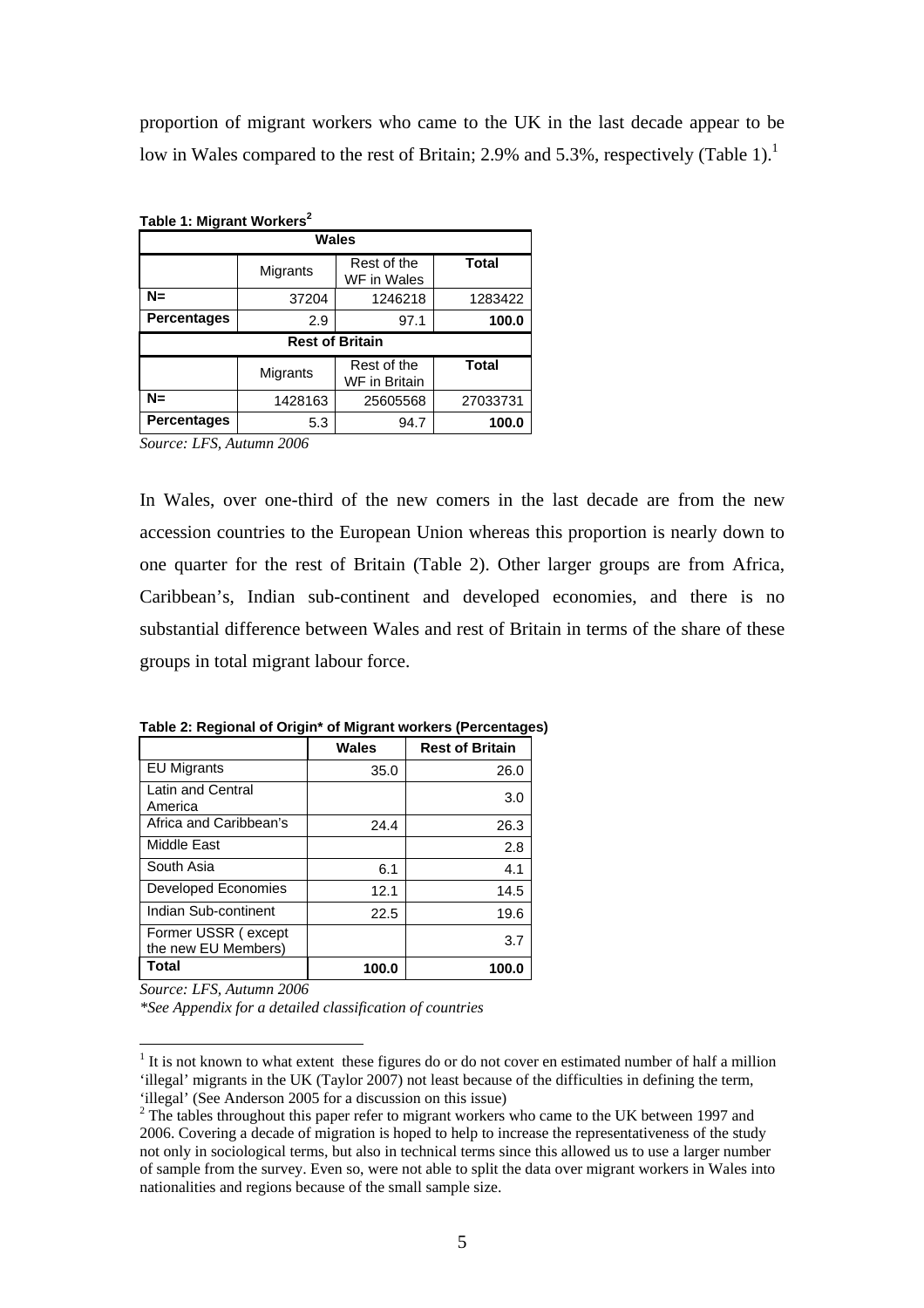proportion of migrant workers who came to the UK in the last decade appear to be low in Wales compared to the rest of Britain; 2.9% and 5.3%, respectively (Table 1).[1]

**Table 1: Migrant Workers[2]**

| **Wales** | | | |
|---|---|---|---|
| | Migrants | Rest of the WF in Wales | **Total** |
| **N=** | 37204 | 1246218 | 1283422 |
| **Percentages** | 2.9 | 97.1 | **100.0** |
| **Rest of Britain** | | | |
| | Migrants | Rest of the WF in Britain | **Total** |
| **N=** | 1428163 | 25605568 | 27033731 |
| **Percentages** | 5.3 | 94.7 | **100.0** |

*Source: LFS, Autumn 2006*

In Wales, over one-third of the new comers in the last decade are from the new accession countries to the European Union whereas this proportion is nearly down to one quarter for the rest of Britain (Table 2). Other larger groups are from Africa, Caribbean's, Indian sub-continent and developed economies, and there is no substantial difference between Wales and rest of Britain in terms of the share of these groups in total migrant labour force.

**Table 2: Regional of Origin* of Migrant workers (Percentages)**

| | **Wales** | **Rest of Britain** |
|---|---|---|
| EU Migrants | 35.0 | 26.0 |
| Latin and Central America | | 3.0 |
| Africa and Caribbean's | 24.4 | 26.3 |
| Middle East | | 2.8 |
| South Asia | 6.1 | 4.1 |
| Developed Economies | 12.1 | 14.5 |
| Indian Sub-continent | 22.5 | 19.6 |
| Former USSR ( except the new EU Members) | | 3.7 |
| **Total** | **100.0** | **100.0** |

*Source: LFS, Autumn 2006*

*\*See Appendix for a detailed classification of countries*

[1] It is not known to what extent these figures do or do not cover en estimated number of half a million 'illegal' migrants in the UK (Taylor 2007) not least because of the difficulties in defining the term, 'illegal' (See Anderson 2005 for a discussion on this issue)

[2] The tables throughout this paper refer to migrant workers who came to the UK between 1997 and 2006. Covering a decade of migration is hoped to help to increase the representativeness of the study not only in sociological terms, but also in technical terms since this allowed us to use a larger number of sample from the survey. Even so, were not able to split the data over migrant workers in Wales into nationalities and regions because of the small sample size.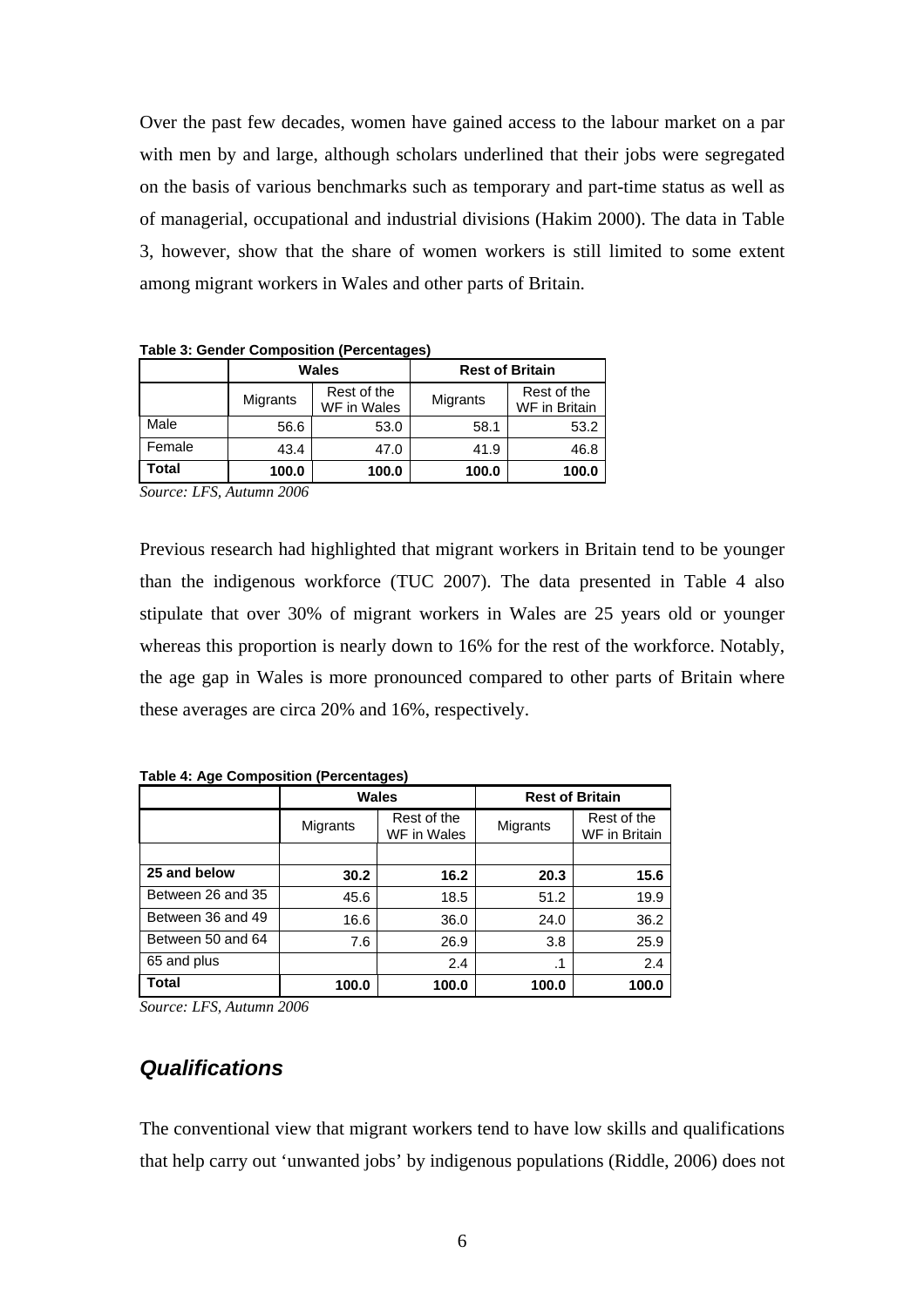Over the past few decades, women have gained access to the labour market on a par with men by and large, although scholars underlined that their jobs were segregated on the basis of various benchmarks such as temporary and part-time status as well as of managerial, occupational and industrial divisions (Hakim 2000). The data in Table 3, however, show that the share of women workers is still limited to some extent among migrant workers in Wales and other parts of Britain.

**Table 3: Gender Composition (Percentages)**

| | Wales | | Rest of Britain | |
|---|---|---|---|---|
| | Migrants | Rest of the WF in Wales | Migrants | Rest of the WF in Britain |
| Male | 56.6 | 53.0 | 58.1 | 53.2 |
| Female | 43.4 | 47.0 | 41.9 | 46.8 |
| **Total** | **100.0** | **100.0** | **100.0** | **100.0** |

*Source: LFS, Autumn 2006*

Previous research had highlighted that migrant workers in Britain tend to be younger than the indigenous workforce (TUC 2007). The data presented in Table 4 also stipulate that over 30% of migrant workers in Wales are 25 years old or younger whereas this proportion is nearly down to 16% for the rest of the workforce. Notably, the age gap in Wales is more pronounced compared to other parts of Britain where these averages are circa 20% and 16%, respectively.

**Table 4: Age Composition (Percentages)**

| | Wales | | Rest of Britain | |
|---|---|---|---|---|
| | Migrants | Rest of the WF in Wales | Migrants | Rest of the WF in Britain |
| **25 and below** | **30.2** | **16.2** | **20.3** | **15.6** |
| Between 26 and 35 | 45.6 | 18.5 | 51.2 | 19.9 |
| Between 36 and 49 | 16.6 | 36.0 | 24.0 | 36.2 |
| Between 50 and 64 | 7.6 | 26.9 | 3.8 | 25.9 |
| 65 and plus | | 2.4 | .1 | 2.4 |
| **Total** | **100.0** | **100.0** | **100.0** | **100.0** |

*Source: LFS, Autumn 2006*

## *Qualifications*

The conventional view that migrant workers tend to have low skills and qualifications that help carry out 'unwanted jobs' by indigenous populations (Riddle, 2006) does not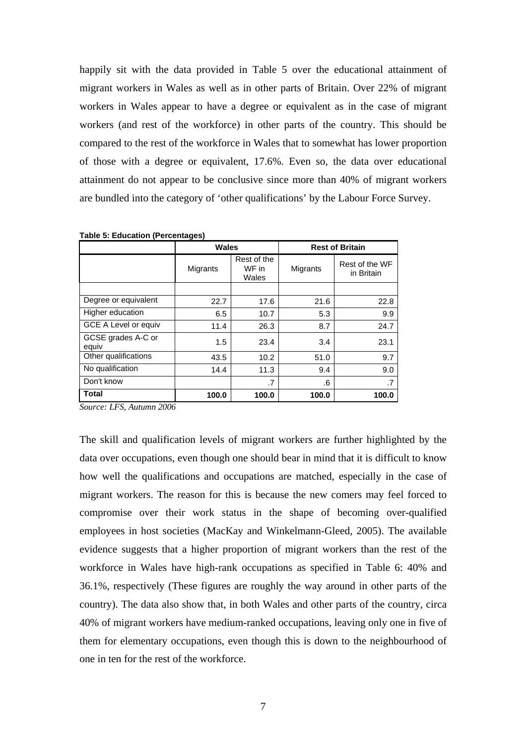happily sit with the data provided in Table 5 over the educational attainment of migrant workers in Wales as well as in other parts of Britain. Over 22% of migrant workers in Wales appear to have a degree or equivalent as in the case of migrant workers (and rest of the workforce) in other parts of the country. This should be compared to the rest of the workforce in Wales that to somewhat has lower proportion of those with a degree or equivalent, 17.6%. Even so, the data over educational attainment do not appear to be conclusive since more than 40% of migrant workers are bundled into the category of 'other qualifications' by the Labour Force Survey.

**Table 5: Education (Percentages)**

| | Wales | | Rest of Britain | |
|---|---|---|---|---|
| | Migrants | Rest of the WF in Wales | Migrants | Rest of the WF in Britain |
| | | | | |
| Degree or equivalent | 22.7 | 17.6 | 21.6 | 22.8 |
| Higher education | 6.5 | 10.7 | 5.3 | 9.9 |
| GCE A Level or equiv | 11.4 | 26.3 | 8.7 | 24.7 |
| GCSE grades A-C or equiv | 1.5 | 23.4 | 3.4 | 23.1 |
| Other qualifications | 43.5 | 10.2 | 51.0 | 9.7 |
| No qualification | 14.4 | 11.3 | 9.4 | 9.0 |
| Don't know | | .7 | .6 | .7 |
| **Total** | **100.0** | **100.0** | **100.0** | **100.0** |

*Source: LFS, Autumn 2006*

The skill and qualification levels of migrant workers are further highlighted by the data over occupations, even though one should bear in mind that it is difficult to know how well the qualifications and occupations are matched, especially in the case of migrant workers. The reason for this is because the new comers may feel forced to compromise over their work status in the shape of becoming over-qualified employees in host societies (MacKay and Winkelmann-Gleed, 2005). The available evidence suggests that a higher proportion of migrant workers than the rest of the workforce in Wales have high-rank occupations as specified in Table 6: 40% and 36.1%, respectively (These figures are roughly the way around in other parts of the country). The data also show that, in both Wales and other parts of the country, circa 40% of migrant workers have medium-ranked occupations, leaving only one in five of them for elementary occupations, even though this is down to the neighbourhood of one in ten for the rest of the workforce.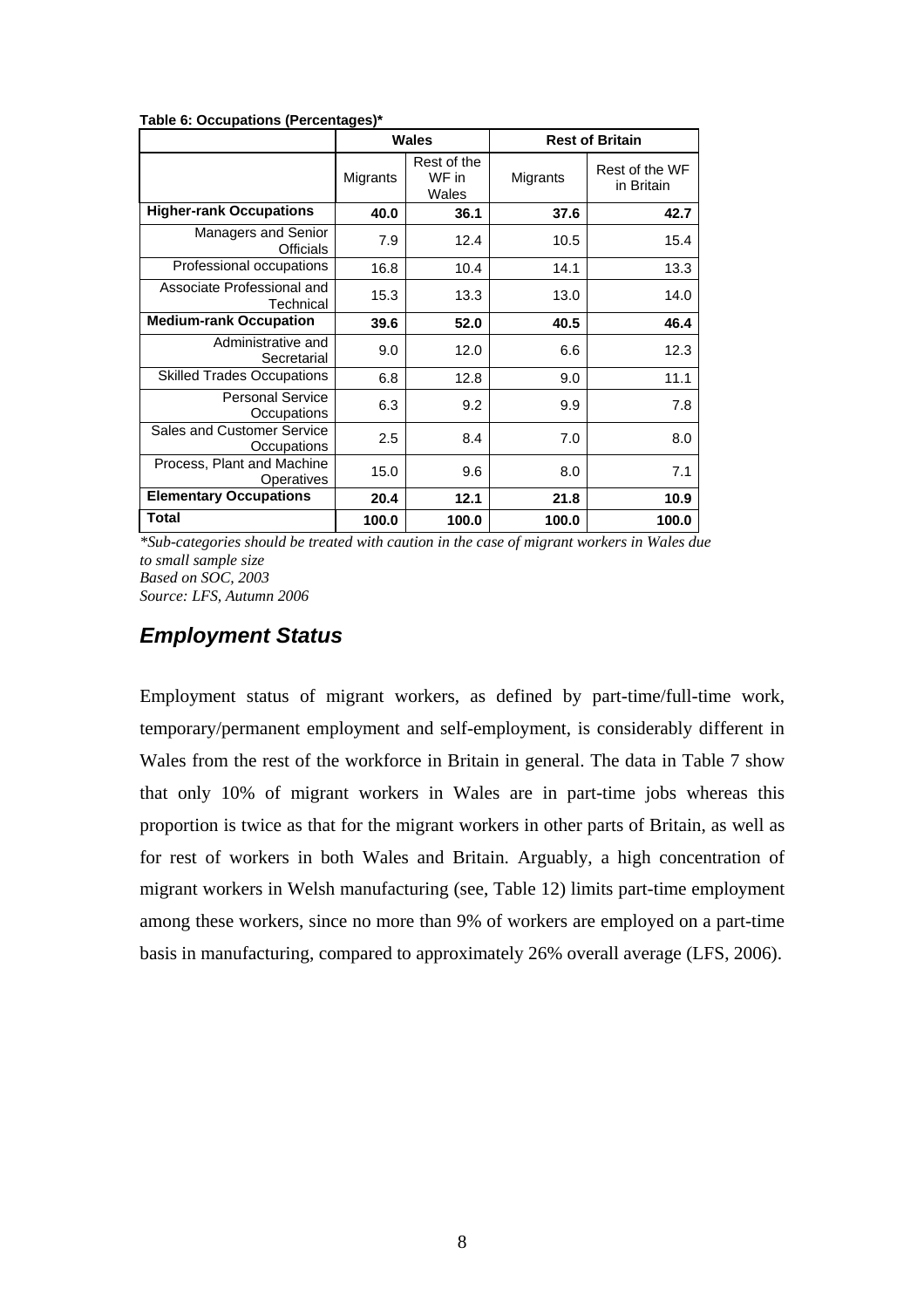**Table 6: Occupations (Percentages)***

| | Wales | | Rest of Britain | |
|---|---|---|---|---|
| | Migrants | Rest of the WF in Wales | Migrants | Rest of the WF in Britain |
| **Higher-rank Occupations** | **40.0** | **36.1** | **37.6** | **42.7** |
| Managers and Senior Officials | 7.9 | 12.4 | 10.5 | 15.4 |
| Professional occupations | 16.8 | 10.4 | 14.1 | 13.3 |
| Associate Professional and Technical | 15.3 | 13.3 | 13.0 | 14.0 |
| **Medium-rank Occupation** | **39.6** | **52.0** | **40.5** | **46.4** |
| Administrative and Secretarial | 9.0 | 12.0 | 6.6 | 12.3 |
| Skilled Trades Occupations | 6.8 | 12.8 | 9.0 | 11.1 |
| Personal Service Occupations | 6.3 | 9.2 | 9.9 | 7.8 |
| Sales and Customer Service Occupations | 2.5 | 8.4 | 7.0 | 8.0 |
| Process, Plant and Machine Operatives | 15.0 | 9.6 | 8.0 | 7.1 |
| **Elementary Occupations** | **20.4** | **12.1** | **21.8** | **10.9** |
| **Total** | **100.0** | **100.0** | **100.0** | **100.0** |

*\*Sub-categories should be treated with caution in the case of migrant workers in Wales due to small sample size*
*Based on SOC, 2003*
*Source: LFS, Autumn 2006*

## *Employment Status*

Employment status of migrant workers, as defined by part-time/full-time work, temporary/permanent employment and self-employment, is considerably different in Wales from the rest of the workforce in Britain in general. The data in Table 7 show that only 10% of migrant workers in Wales are in part-time jobs whereas this proportion is twice as that for the migrant workers in other parts of Britain, as well as for rest of workers in both Wales and Britain. Arguably, a high concentration of migrant workers in Welsh manufacturing (see, Table 12) limits part-time employment among these workers, since no more than 9% of workers are employed on a part-time basis in manufacturing, compared to approximately 26% overall average (LFS, 2006).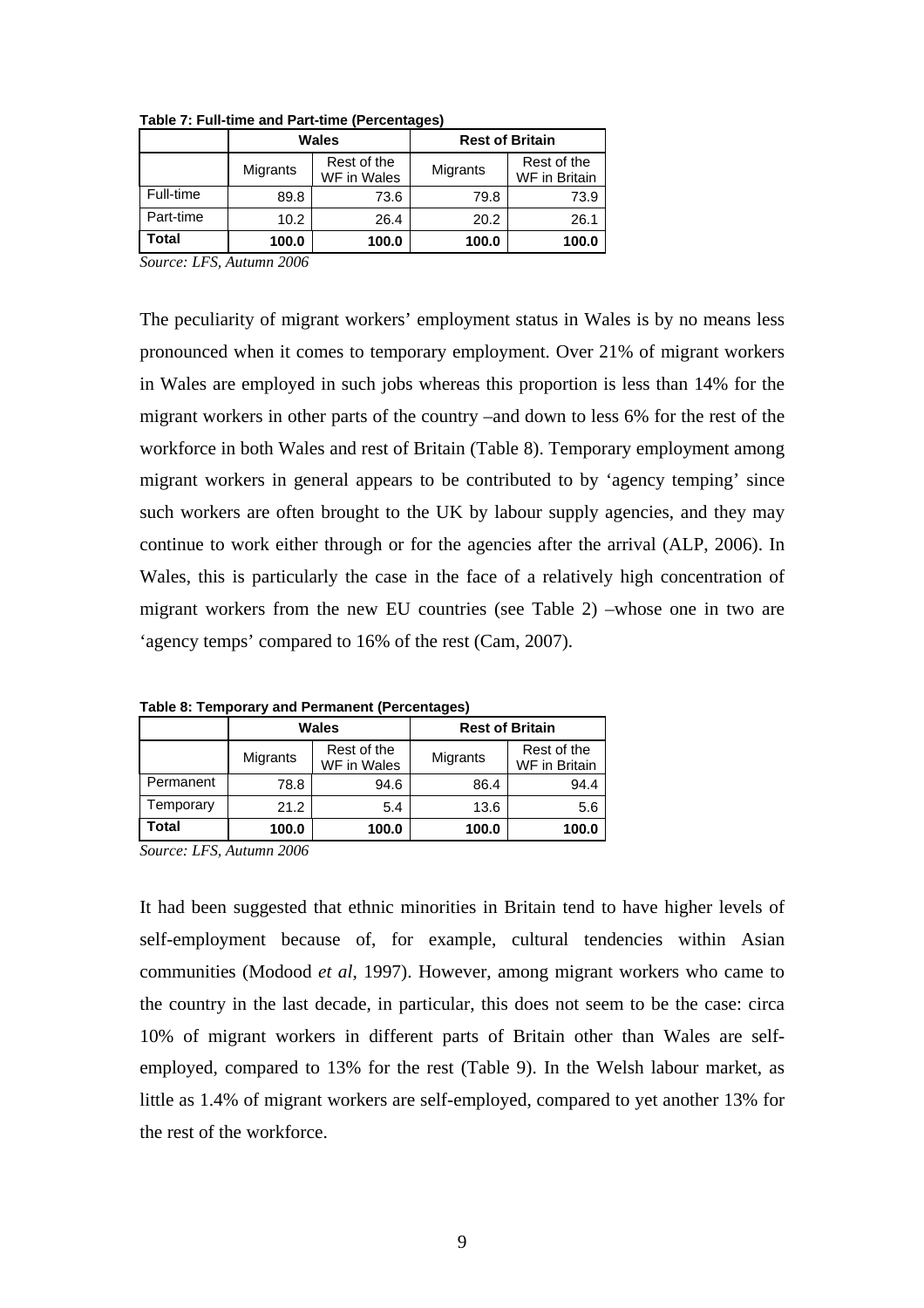**Table 7: Full-time and Part-time (Percentages)**

| | Wales | | Rest of Britain | |
|---|---|---|---|---|
| | Migrants | Rest of the WF in Wales | Migrants | Rest of the WF in Britain |
| Full-time | 89.8 | 73.6 | 79.8 | 73.9 |
| Part-time | 10.2 | 26.4 | 20.2 | 26.1 |
| **Total** | **100.0** | **100.0** | **100.0** | **100.0** |

*Source: LFS, Autumn 2006*

The peculiarity of migrant workers' employment status in Wales is by no means less pronounced when it comes to temporary employment. Over 21% of migrant workers in Wales are employed in such jobs whereas this proportion is less than 14% for the migrant workers in other parts of the country –and down to less 6% for the rest of the workforce in both Wales and rest of Britain (Table 8). Temporary employment among migrant workers in general appears to be contributed to by 'agency temping' since such workers are often brought to the UK by labour supply agencies, and they may continue to work either through or for the agencies after the arrival (ALP, 2006). In Wales, this is particularly the case in the face of a relatively high concentration of migrant workers from the new EU countries (see Table 2) –whose one in two are 'agency temps' compared to 16% of the rest (Cam, 2007).

**Table 8: Temporary and Permanent (Percentages)**

| | Wales | | Rest of Britain | |
|---|---|---|---|---|
| | Migrants | Rest of the WF in Wales | Migrants | Rest of the WF in Britain |
| Permanent | 78.8 | 94.6 | 86.4 | 94.4 |
| Temporary | 21.2 | 5.4 | 13.6 | 5.6 |
| **Total** | **100.0** | **100.0** | **100.0** | **100.0** |

*Source: LFS, Autumn 2006*

It had been suggested that ethnic minorities in Britain tend to have higher levels of self-employment because of, for example, cultural tendencies within Asian communities (Modood *et al*, 1997). However, among migrant workers who came to the country in the last decade, in particular, this does not seem to be the case: circa 10% of migrant workers in different parts of Britain other than Wales are self-employed, compared to 13% for the rest (Table 9). In the Welsh labour market, as little as 1.4% of migrant workers are self-employed, compared to yet another 13% for the rest of the workforce.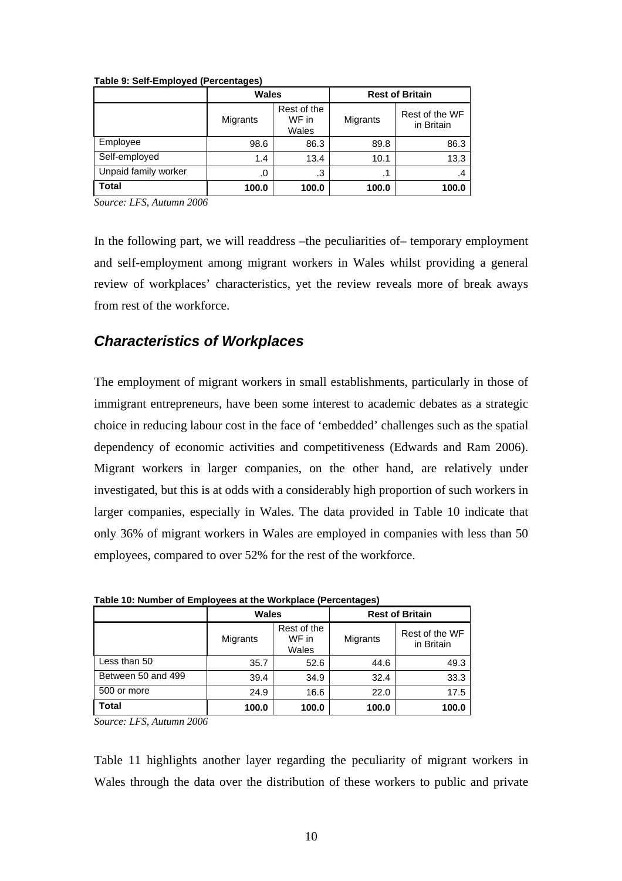**Table 9: Self-Employed (Percentages)**

| | Wales | | Rest of Britain | |
|---|---|---|---|---|
| | Migrants | Rest of the WF in Wales | Migrants | Rest of the WF in Britain |
| Employee | 98.6 | 86.3 | 89.8 | 86.3 |
| Self-employed | 1.4 | 13.4 | 10.1 | 13.3 |
| Unpaid family worker | .0 | .3 | .1 | .4 |
| **Total** | **100.0** | **100.0** | **100.0** | **100.0** |

*Source: LFS, Autumn 2006*

In the following part, we will readdress –the peculiarities of– temporary employment and self-employment among migrant workers in Wales whilst providing a general review of workplaces' characteristics, yet the review reveals more of break aways from rest of the workforce.

## *Characteristics of Workplaces*

The employment of migrant workers in small establishments, particularly in those of immigrant entrepreneurs, have been some interest to academic debates as a strategic choice in reducing labour cost in the face of 'embedded' challenges such as the spatial dependency of economic activities and competitiveness (Edwards and Ram 2006). Migrant workers in larger companies, on the other hand, are relatively under investigated, but this is at odds with a considerably high proportion of such workers in larger companies, especially in Wales. The data provided in Table 10 indicate that only 36% of migrant workers in Wales are employed in companies with less than 50 employees, compared to over 52% for the rest of the workforce.

**Table 10: Number of Employees at the Workplace (Percentages)**

| | Wales | | Rest of Britain | |
|---|---|---|---|---|
| | Migrants | Rest of the WF in Wales | Migrants | Rest of the WF in Britain |
| Less than 50 | 35.7 | 52.6 | 44.6 | 49.3 |
| Between 50 and 499 | 39.4 | 34.9 | 32.4 | 33.3 |
| 500 or more | 24.9 | 16.6 | 22.0 | 17.5 |
| **Total** | **100.0** | **100.0** | **100.0** | **100.0** |

*Source: LFS, Autumn 2006*

Table 11 highlights another layer regarding the peculiarity of migrant workers in Wales through the data over the distribution of these workers to public and private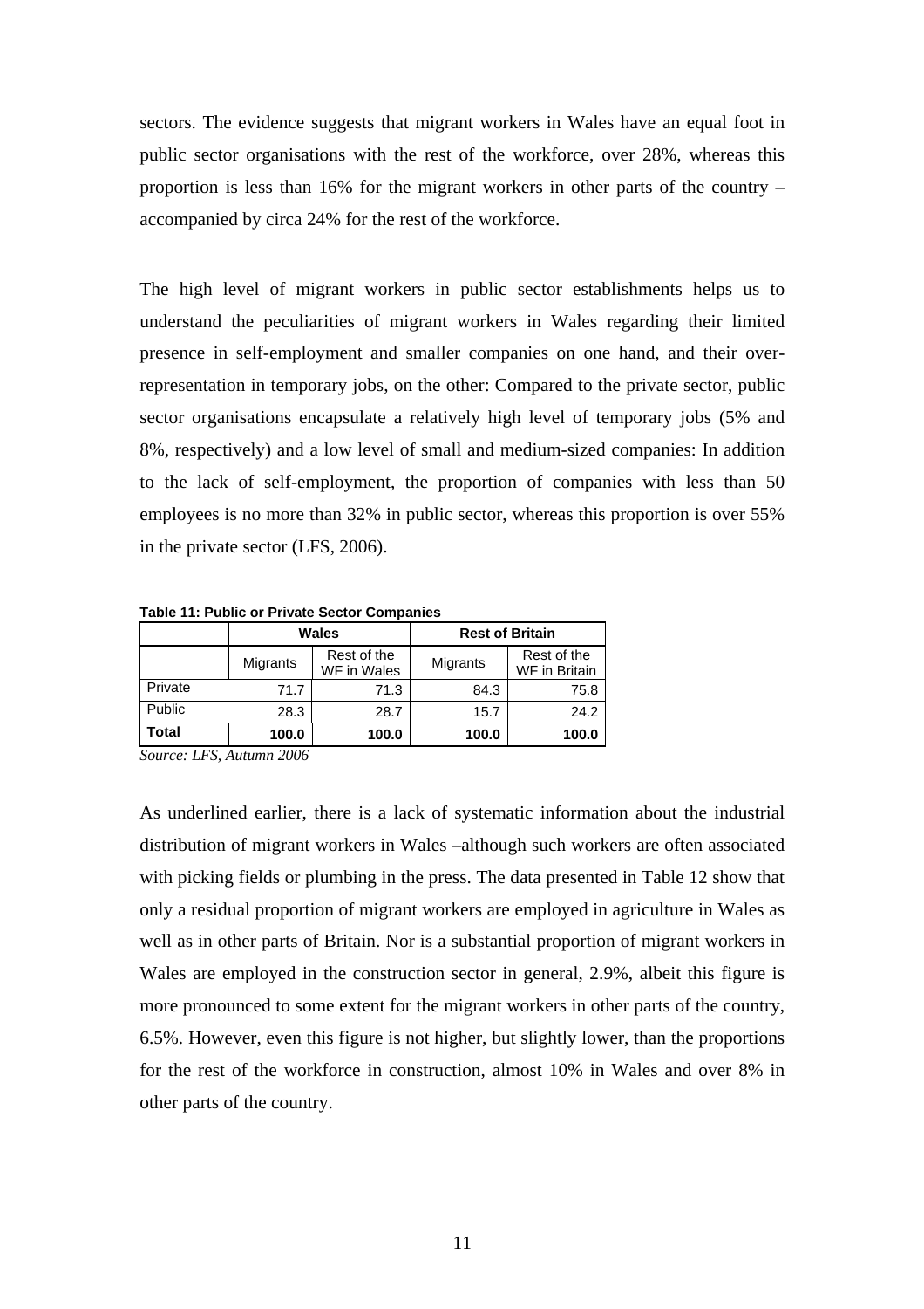sectors. The evidence suggests that migrant workers in Wales have an equal foot in public sector organisations with the rest of the workforce, over 28%, whereas this proportion is less than 16% for the migrant workers in other parts of the country – accompanied by circa 24% for the rest of the workforce.

The high level of migrant workers in public sector establishments helps us to understand the peculiarities of migrant workers in Wales regarding their limited presence in self-employment and smaller companies on one hand, and their over-representation in temporary jobs, on the other: Compared to the private sector, public sector organisations encapsulate a relatively high level of temporary jobs (5% and 8%, respectively) and a low level of small and medium-sized companies: In addition to the lack of self-employment, the proportion of companies with less than 50 employees is no more than 32% in public sector, whereas this proportion is over 55% in the private sector (LFS, 2006).

**Table 11: Public or Private Sector Companies**

| | Wales | | Rest of Britain | |
|---|---|---|---|---|
| | Migrants | Rest of the WF in Wales | Migrants | Rest of the WF in Britain |
| Private | 71.7 | 71.3 | 84.3 | 75.8 |
| Public | 28.3 | 28.7 | 15.7 | 24.2 |
| **Total** | **100.0** | **100.0** | **100.0** | **100.0** |

*Source: LFS, Autumn 2006*

As underlined earlier, there is a lack of systematic information about the industrial distribution of migrant workers in Wales –although such workers are often associated with picking fields or plumbing in the press. The data presented in Table 12 show that only a residual proportion of migrant workers are employed in agriculture in Wales as well as in other parts of Britain. Nor is a substantial proportion of migrant workers in Wales are employed in the construction sector in general, 2.9%, albeit this figure is more pronounced to some extent for the migrant workers in other parts of the country, 6.5%. However, even this figure is not higher, but slightly lower, than the proportions for the rest of the workforce in construction, almost 10% in Wales and over 8% in other parts of the country.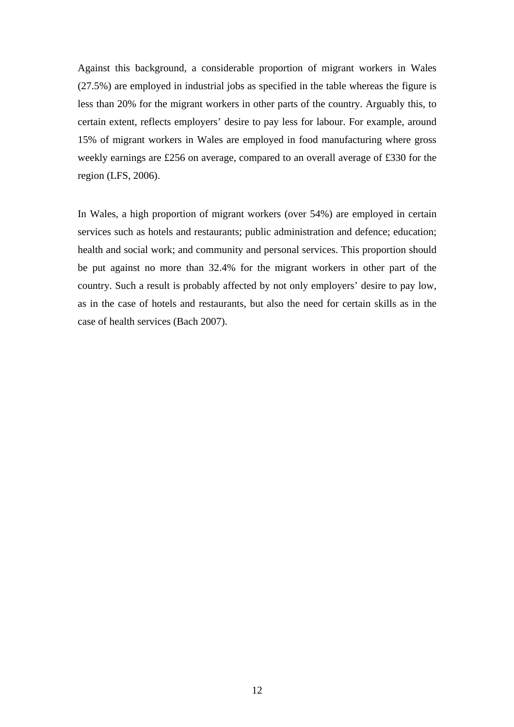Against this background, a considerable proportion of migrant workers in Wales (27.5%) are employed in industrial jobs as specified in the table whereas the figure is less than 20% for the migrant workers in other parts of the country. Arguably this, to certain extent, reflects employers' desire to pay less for labour. For example, around 15% of migrant workers in Wales are employed in food manufacturing where gross weekly earnings are £256 on average, compared to an overall average of £330 for the region (LFS, 2006).

In Wales, a high proportion of migrant workers (over 54%) are employed in certain services such as hotels and restaurants; public administration and defence; education; health and social work; and community and personal services. This proportion should be put against no more than 32.4% for the migrant workers in other part of the country. Such a result is probably affected by not only employers' desire to pay low, as in the case of hotels and restaurants, but also the need for certain skills as in the case of health services (Bach 2007).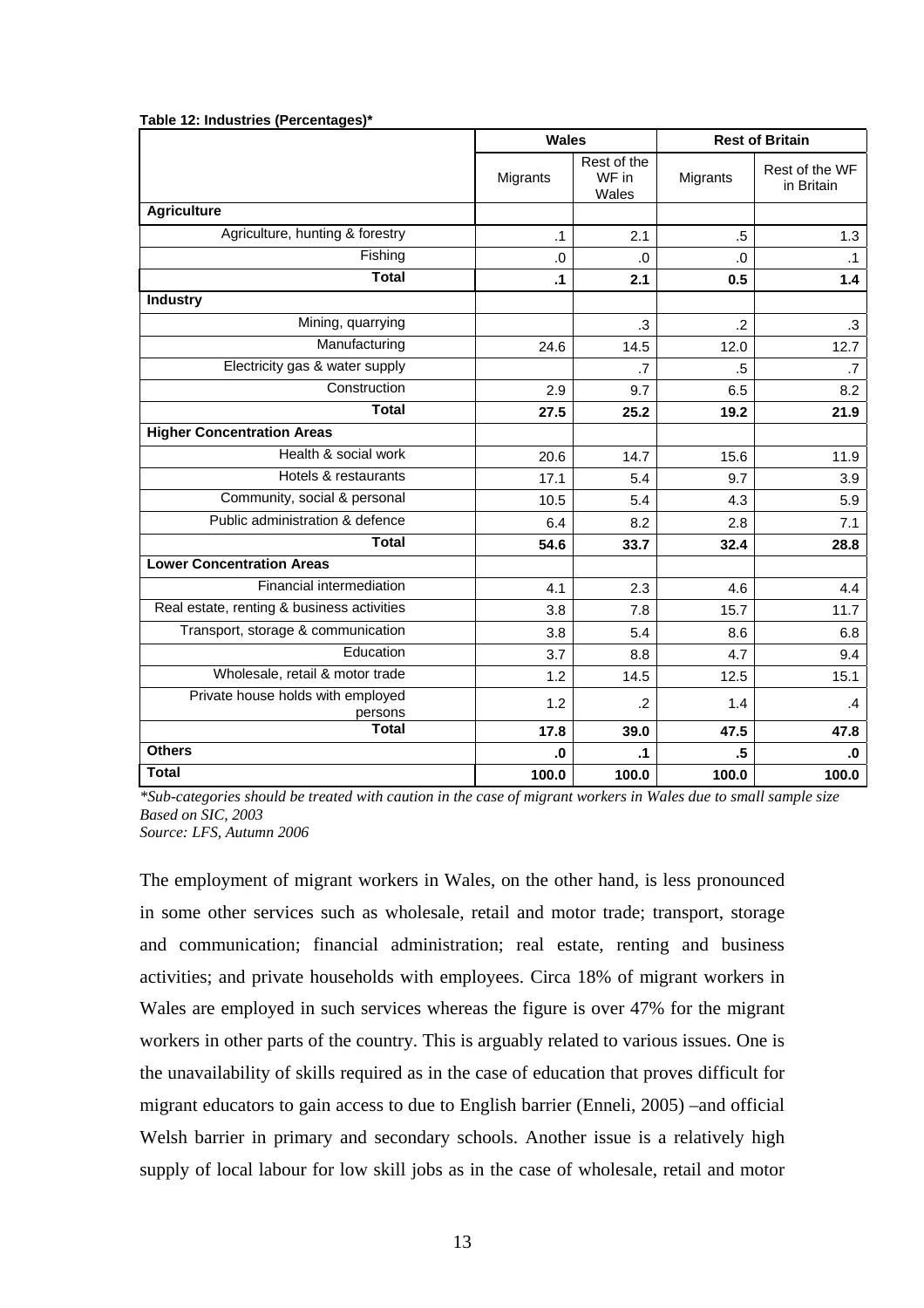**Table 12: Industries (Percentages)***

| | Wales | | Rest of Britain | |
|---|---|---|---|---|
| | Migrants | Rest of the WF in Wales | Migrants | Rest of the WF in Britain |
| **Agriculture** | | | | |
| Agriculture, hunting & forestry | .1 | 2.1 | .5 | 1.3 |
| Fishing | .0 | .0 | .0 | .1 |
| **Total** | **.1** | **2.1** | **0.5** | **1.4** |
| **Industry** | | | | |
| Mining, quarrying | | .3 | .2 | .3 |
| Manufacturing | 24.6 | 14.5 | 12.0 | 12.7 |
| Electricity gas & water supply | | .7 | .5 | .7 |
| Construction | 2.9 | 9.7 | 6.5 | 8.2 |
| **Total** | **27.5** | **25.2** | **19.2** | **21.9** |
| **Higher Concentration Areas** | | | | |
| Health & social work | 20.6 | 14.7 | 15.6 | 11.9 |
| Hotels & restaurants | 17.1 | 5.4 | 9.7 | 3.9 |
| Community, social & personal | 10.5 | 5.4 | 4.3 | 5.9 |
| Public administration & defence | 6.4 | 8.2 | 2.8 | 7.1 |
| **Total** | **54.6** | **33.7** | **32.4** | **28.8** |
| **Lower Concentration Areas** | | | | |
| Financial intermediation | 4.1 | 2.3 | 4.6 | 4.4 |
| Real estate, renting & business activities | 3.8 | 7.8 | 15.7 | 11.7 |
| Transport, storage & communication | 3.8 | 5.4 | 8.6 | 6.8 |
| Education | 3.7 | 8.8 | 4.7 | 9.4 |
| Wholesale, retail & motor trade | 1.2 | 14.5 | 12.5 | 15.1 |
| Private house holds with employed persons | 1.2 | .2 | 1.4 | .4 |
| **Total** | **17.8** | **39.0** | **47.5** | **47.8** |
| **Others** | **.0** | **.1** | **.5** | **.0** |
| **Total** | **100.0** | **100.0** | **100.0** | **100.0** |

*\*Sub-categories should be treated with caution in the case of migrant workers in Wales due to small sample size*
*Based on SIC, 2003*
*Source: LFS, Autumn 2006*

The employment of migrant workers in Wales, on the other hand, is less pronounced in some other services such as wholesale, retail and motor trade; transport, storage and communication; financial administration; real estate, renting and business activities; and private households with employees. Circa 18% of migrant workers in Wales are employed in such services whereas the figure is over 47% for the migrant workers in other parts of the country. This is arguably related to various issues. One is the unavailability of skills required as in the case of education that proves difficult for migrant educators to gain access to due to English barrier (Enneli, 2005) –and official Welsh barrier in primary and secondary schools. Another issue is a relatively high supply of local labour for low skill jobs as in the case of wholesale, retail and motor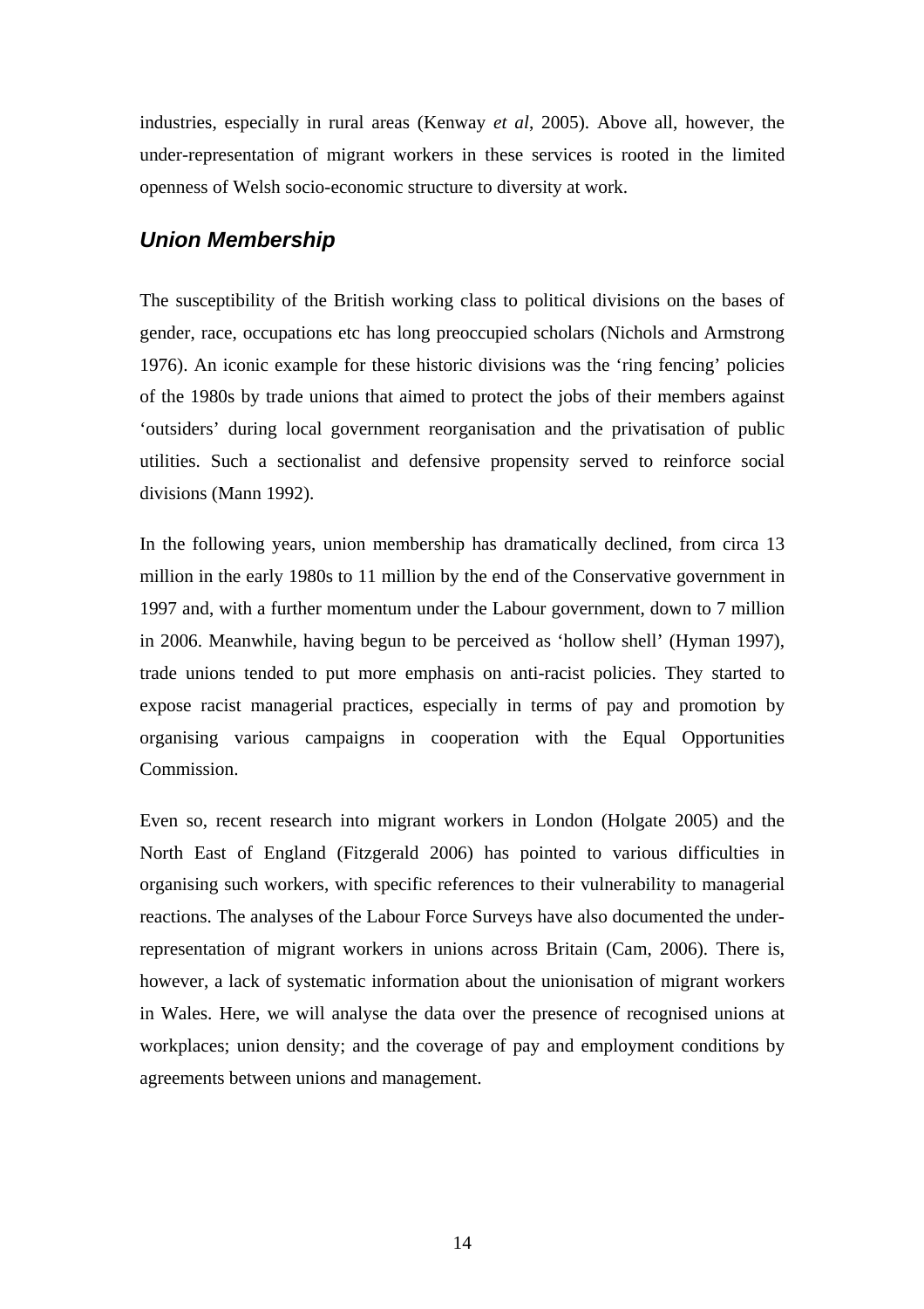industries, especially in rural areas (Kenway *et al*, 2005). Above all, however, the under-representation of migrant workers in these services is rooted in the limited openness of Welsh socio-economic structure to diversity at work.

## *Union Membership*

The susceptibility of the British working class to political divisions on the bases of gender, race, occupations etc has long preoccupied scholars (Nichols and Armstrong 1976). An iconic example for these historic divisions was the 'ring fencing' policies of the 1980s by trade unions that aimed to protect the jobs of their members against 'outsiders' during local government reorganisation and the privatisation of public utilities. Such a sectionalist and defensive propensity served to reinforce social divisions (Mann 1992).

In the following years, union membership has dramatically declined, from circa 13 million in the early 1980s to 11 million by the end of the Conservative government in 1997 and, with a further momentum under the Labour government, down to 7 million in 2006. Meanwhile, having begun to be perceived as 'hollow shell' (Hyman 1997), trade unions tended to put more emphasis on anti-racist policies. They started to expose racist managerial practices, especially in terms of pay and promotion by organising various campaigns in cooperation with the Equal Opportunities Commission.

Even so, recent research into migrant workers in London (Holgate 2005) and the North East of England (Fitzgerald 2006) has pointed to various difficulties in organising such workers, with specific references to their vulnerability to managerial reactions. The analyses of the Labour Force Surveys have also documented the under-representation of migrant workers in unions across Britain (Cam, 2006). There is, however, a lack of systematic information about the unionisation of migrant workers in Wales. Here, we will analyse the data over the presence of recognised unions at workplaces; union density; and the coverage of pay and employment conditions by agreements between unions and management.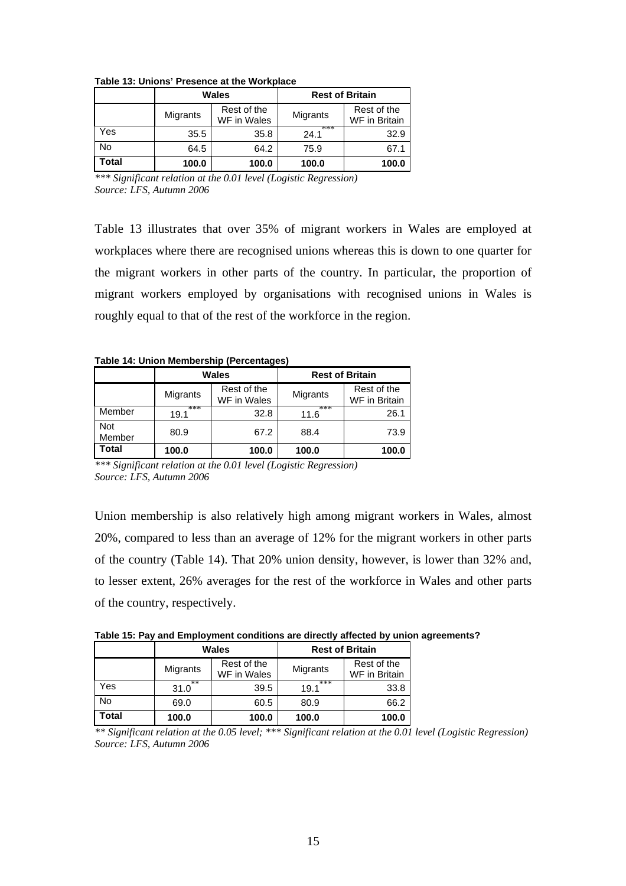**Table 13: Unions' Presence at the Workplace**

| | Wales | | Rest of Britain | |
|---|---|---|---|---|
| | Migrants | Rest of the WF in Wales | Migrants | Rest of the WF in Britain |
| Yes | 35.5 | 35.8 | 24.1*** | 32.9 |
| No | 64.5 | 64.2 | 75.9 | 67.1 |
| **Total** | **100.0** | **100.0** | **100.0** | **100.0** |

*\*\*\* Significant relation at the 0.01 level (Logistic Regression)*
*Source: LFS, Autumn 2006*

Table 13 illustrates that over 35% of migrant workers in Wales are employed at workplaces where there are recognised unions whereas this is down to one quarter for the migrant workers in other parts of the country. In particular, the proportion of migrant workers employed by organisations with recognised unions in Wales is roughly equal to that of the rest of the workforce in the region.

**Table 14: Union Membership (Percentages)**

| | Wales | | Rest of Britain | |
|---|---|---|---|---|
| | Migrants | Rest of the WF in Wales | Migrants | Rest of the WF in Britain |
| Member | 19.1*** | 32.8 | 11.6*** | 26.1 |
| Not Member | 80.9 | 67.2 | 88.4 | 73.9 |
| **Total** | **100.0** | **100.0** | **100.0** | **100.0** |

*\*\*\* Significant relation at the 0.01 level (Logistic Regression)*
*Source: LFS, Autumn 2006*

Union membership is also relatively high among migrant workers in Wales, almost 20%, compared to less than an average of 12% for the migrant workers in other parts of the country (Table 14). That 20% union density, however, is lower than 32% and, to lesser extent, 26% averages for the rest of the workforce in Wales and other parts of the country, respectively.

**Table 15: Pay and Employment conditions are directly affected by union agreements?**

| | Wales | | Rest of Britain | |
|---|---|---|---|---|
| | Migrants | Rest of the WF in Wales | Migrants | Rest of the WF in Britain |
| Yes | 31.0** | 39.5 | 19.1*** | 33.8 |
| No | 69.0 | 60.5 | 80.9 | 66.2 |
| **Total** | **100.0** | **100.0** | **100.0** | **100.0** |

*\*\* Significant relation at the 0.05 level; \*\*\* Significant relation at the 0.01 level (Logistic Regression)*
*Source: LFS, Autumn 2006*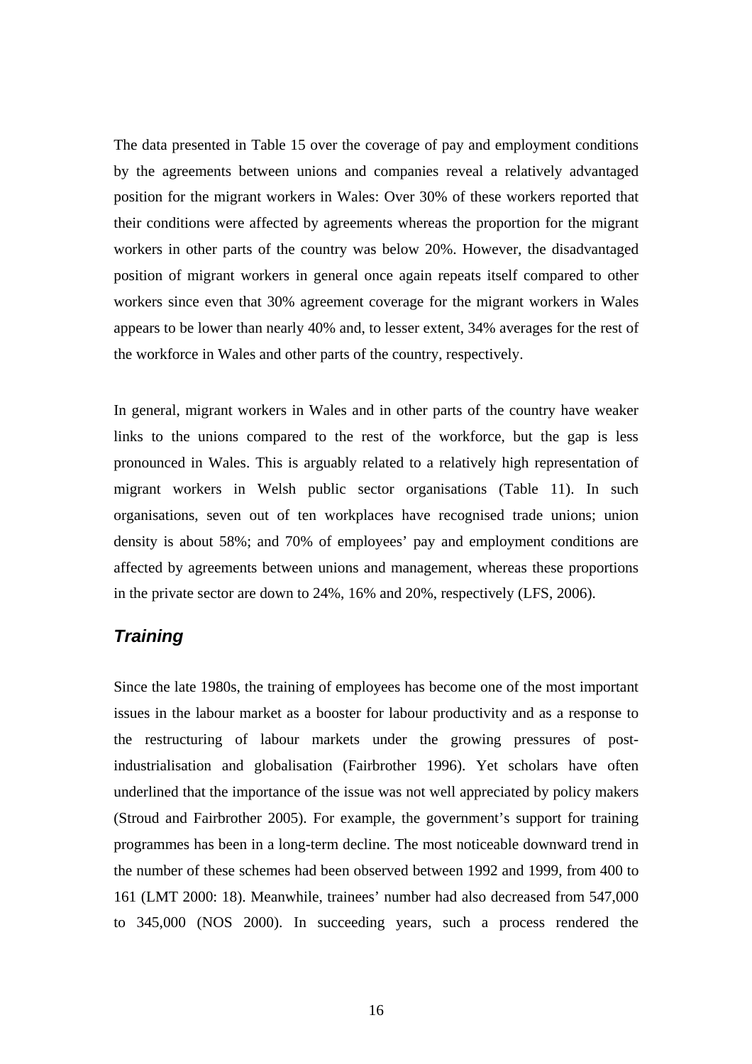The data presented in Table 15 over the coverage of pay and employment conditions by the agreements between unions and companies reveal a relatively advantaged position for the migrant workers in Wales: Over 30% of these workers reported that their conditions were affected by agreements whereas the proportion for the migrant workers in other parts of the country was below 20%. However, the disadvantaged position of migrant workers in general once again repeats itself compared to other workers since even that 30% agreement coverage for the migrant workers in Wales appears to be lower than nearly 40% and, to lesser extent, 34% averages for the rest of the workforce in Wales and other parts of the country, respectively.

In general, migrant workers in Wales and in other parts of the country have weaker links to the unions compared to the rest of the workforce, but the gap is less pronounced in Wales. This is arguably related to a relatively high representation of migrant workers in Welsh public sector organisations (Table 11). In such organisations, seven out of ten workplaces have recognised trade unions; union density is about 58%; and 70% of employees' pay and employment conditions are affected by agreements between unions and management, whereas these proportions in the private sector are down to 24%, 16% and 20%, respectively (LFS, 2006).

### *Training*

Since the late 1980s, the training of employees has become one of the most important issues in the labour market as a booster for labour productivity and as a response to the restructuring of labour markets under the growing pressures of post-industrialisation and globalisation (Fairbrother 1996). Yet scholars have often underlined that the importance of the issue was not well appreciated by policy makers (Stroud and Fairbrother 2005). For example, the government's support for training programmes has been in a long-term decline. The most noticeable downward trend in the number of these schemes had been observed between 1992 and 1999, from 400 to 161 (LMT 2000: 18). Meanwhile, trainees' number had also decreased from 547,000 to 345,000 (NOS 2000). In succeeding years, such a process rendered the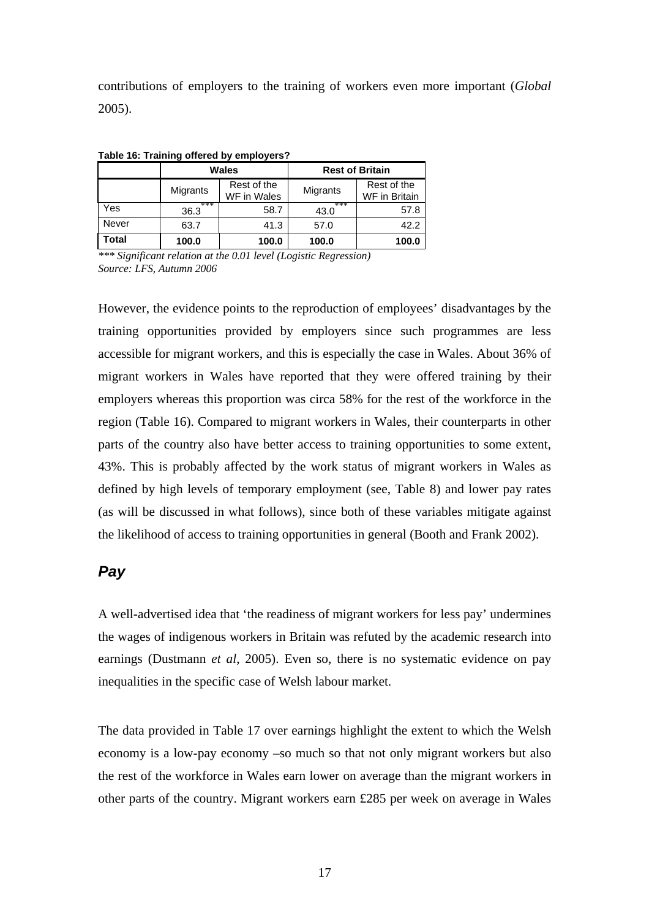contributions of employers to the training of workers even more important (*Global* 2005).

**Table 16: Training offered by employers?**

| | Wales | | Rest of Britain | |
|---|---|---|---|---|
| | Migrants | Rest of the WF in Wales | Migrants | Rest of the WF in Britain |
| Yes | 36.3*** | 58.7 | 43.0*** | 57.8 |
| Never | 63.7 | 41.3 | 57.0 | 42.2 |
| **Total** | **100.0** | **100.0** | **100.0** | **100.0** |

*\*\*\* Significant relation at the 0.01 level (Logistic Regression)*
*Source: LFS, Autumn 2006*

However, the evidence points to the reproduction of employees' disadvantages by the training opportunities provided by employers since such programmes are less accessible for migrant workers, and this is especially the case in Wales. About 36% of migrant workers in Wales have reported that they were offered training by their employers whereas this proportion was circa 58% for the rest of the workforce in the region (Table 16). Compared to migrant workers in Wales, their counterparts in other parts of the country also have better access to training opportunities to some extent, 43%. This is probably affected by the work status of migrant workers in Wales as defined by high levels of temporary employment (see, Table 8) and lower pay rates (as will be discussed in what follows), since both of these variables mitigate against the likelihood of access to training opportunities in general (Booth and Frank 2002).

## *Pay*

A well-advertised idea that 'the readiness of migrant workers for less pay' undermines the wages of indigenous workers in Britain was refuted by the academic research into earnings (Dustmann *et al*, 2005). Even so, there is no systematic evidence on pay inequalities in the specific case of Welsh labour market.

The data provided in Table 17 over earnings highlight the extent to which the Welsh economy is a low-pay economy –so much so that not only migrant workers but also the rest of the workforce in Wales earn lower on average than the migrant workers in other parts of the country. Migrant workers earn £285 per week on average in Wales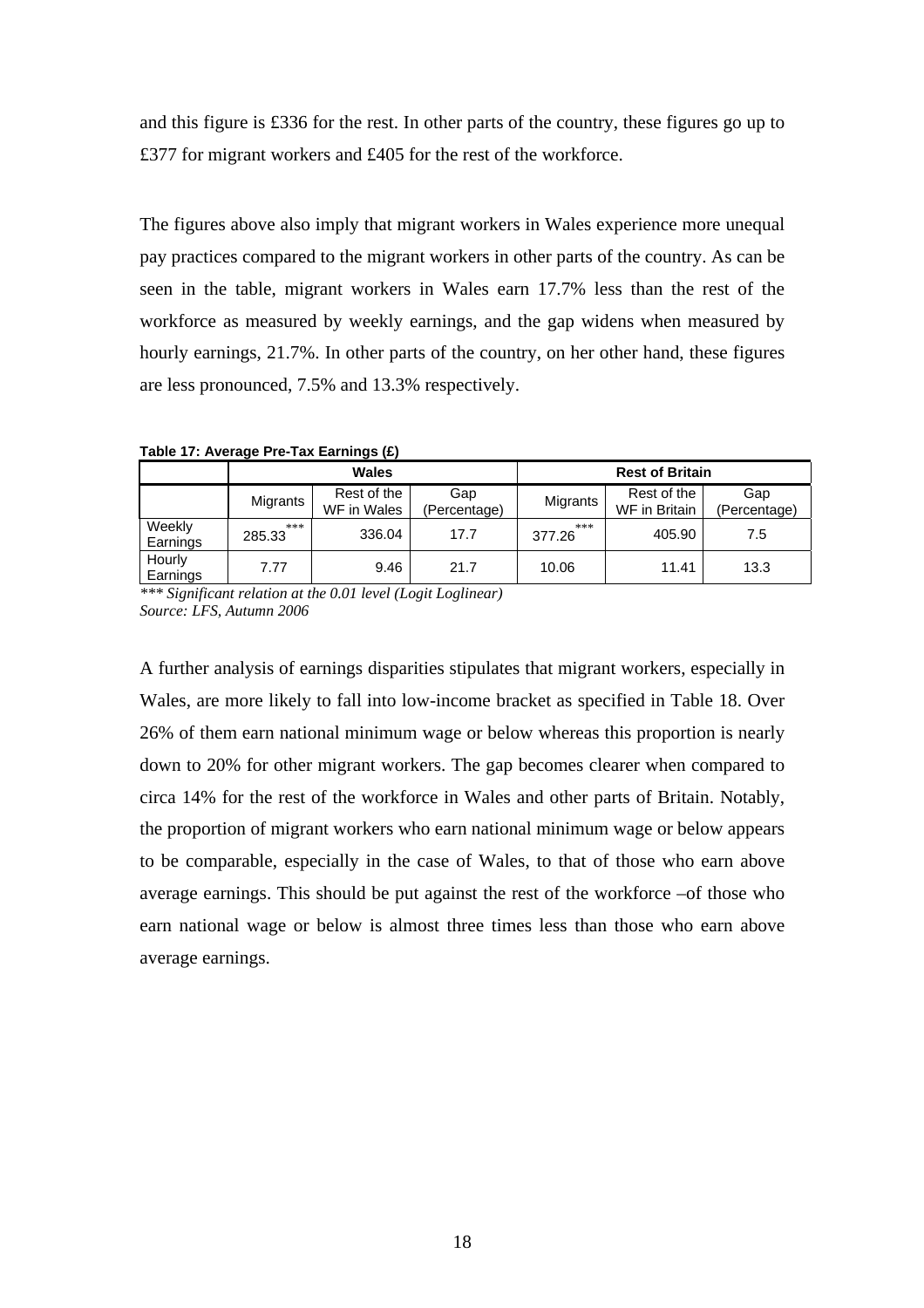and this figure is £336 for the rest. In other parts of the country, these figures go up to £377 for migrant workers and £405 for the rest of the workforce.

The figures above also imply that migrant workers in Wales experience more unequal pay practices compared to the migrant workers in other parts of the country. As can be seen in the table, migrant workers in Wales earn 17.7% less than the rest of the workforce as measured by weekly earnings, and the gap widens when measured by hourly earnings, 21.7%. In other parts of the country, on her other hand, these figures are less pronounced, 7.5% and 13.3% respectively.

**Table 17: Average Pre-Tax Earnings (£)**

| | Wales | | | Rest of Britain | | |
|---|---|---|---|---|---|---|
| | Migrants | Rest of the WF in Wales | Gap (Percentage) | Migrants | Rest of the WF in Britain | Gap (Percentage) |
| Weekly Earnings | 285.33*** | 336.04 | 17.7 | 377.26*** | 405.90 | 7.5 |
| Hourly Earnings | 7.77 | 9.46 | 21.7 | 10.06 | 11.41 | 13.3 |

*\*\*\* Significant relation at the 0.01 level (Logit Loglinear)*
*Source: LFS, Autumn 2006*

A further analysis of earnings disparities stipulates that migrant workers, especially in Wales, are more likely to fall into low-income bracket as specified in Table 18. Over 26% of them earn national minimum wage or below whereas this proportion is nearly down to 20% for other migrant workers. The gap becomes clearer when compared to circa 14% for the rest of the workforce in Wales and other parts of Britain. Notably, the proportion of migrant workers who earn national minimum wage or below appears to be comparable, especially in the case of Wales, to that of those who earn above average earnings. This should be put against the rest of the workforce –of those who earn national wage or below is almost three times less than those who earn above average earnings.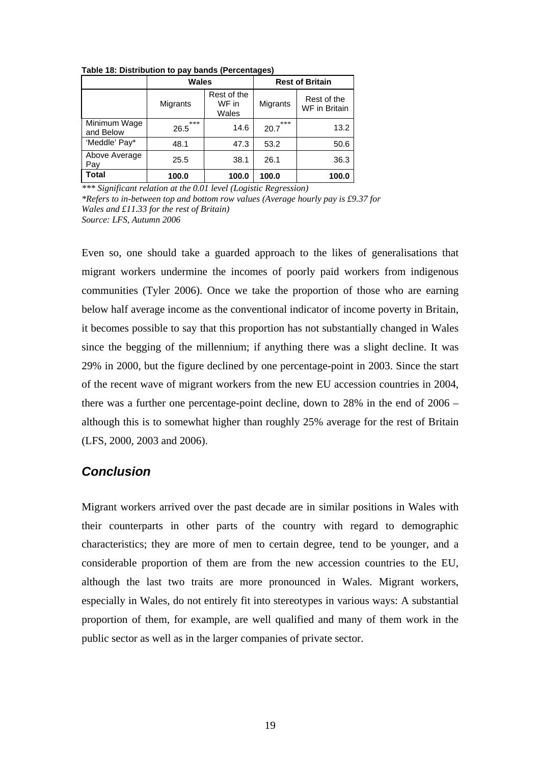**Table 18: Distribution to pay bands (Percentages)**

| | Wales | | Rest of Britain | |
|---|---|---|---|---|
| | Migrants | Rest of the WF in Wales | Migrants | Rest of the WF in Britain |
| Minimum Wage and Below | 26.5*** | 14.6 | 20.7*** | 13.2 |
| 'Meddle' Pay* | 48.1 | 47.3 | 53.2 | 50.6 |
| Above Average Pay | 25.5 | 38.1 | 26.1 | 36.3 |
| **Total** | **100.0** | **100.0** | **100.0** | **100.0** |

*\*\*\* Significant relation at the 0.01 level (Logistic Regression)*
*\*Refers to in-between top and bottom row values (Average hourly pay is £9.37 for Wales and £11.33 for the rest of Britain)*
*Source: LFS, Autumn 2006*

Even so, one should take a guarded approach to the likes of generalisations that migrant workers undermine the incomes of poorly paid workers from indigenous communities (Tyler 2006). Once we take the proportion of those who are earning below half average income as the conventional indicator of income poverty in Britain, it becomes possible to say that this proportion has not substantially changed in Wales since the begging of the millennium; if anything there was a slight decline. It was 29% in 2000, but the figure declined by one percentage-point in 2003. Since the start of the recent wave of migrant workers from the new EU accession countries in 2004, there was a further one percentage-point decline, down to 28% in the end of 2006 – although this is to somewhat higher than roughly 25% average for the rest of Britain (LFS, 2000, 2003 and 2006).

## Conclusion

Migrant workers arrived over the past decade are in similar positions in Wales with their counterparts in other parts of the country with regard to demographic characteristics; they are more of men to certain degree, tend to be younger, and a considerable proportion of them are from the new accession countries to the EU, although the last two traits are more pronounced in Wales. Migrant workers, especially in Wales, do not entirely fit into stereotypes in various ways: A substantial proportion of them, for example, are well qualified and many of them work in the public sector as well as in the larger companies of private sector.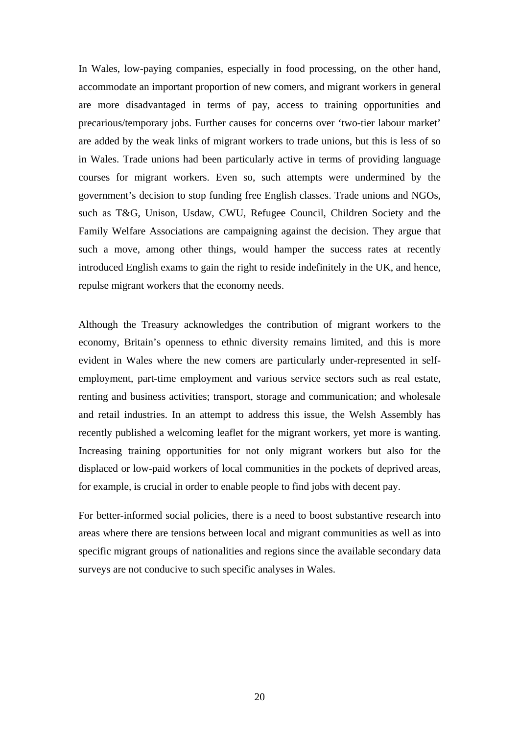In Wales, low-paying companies, especially in food processing, on the other hand, accommodate an important proportion of new comers, and migrant workers in general are more disadvantaged in terms of pay, access to training opportunities and precarious/temporary jobs. Further causes for concerns over 'two-tier labour market' are added by the weak links of migrant workers to trade unions, but this is less of so in Wales. Trade unions had been particularly active in terms of providing language courses for migrant workers. Even so, such attempts were undermined by the government's decision to stop funding free English classes. Trade unions and NGOs, such as T&G, Unison, Usdaw, CWU, Refugee Council, Children Society and the Family Welfare Associations are campaigning against the decision. They argue that such a move, among other things, would hamper the success rates at recently introduced English exams to gain the right to reside indefinitely in the UK, and hence, repulse migrant workers that the economy needs.

Although the Treasury acknowledges the contribution of migrant workers to the economy, Britain's openness to ethnic diversity remains limited, and this is more evident in Wales where the new comers are particularly under-represented in self-employment, part-time employment and various service sectors such as real estate, renting and business activities; transport, storage and communication; and wholesale and retail industries. In an attempt to address this issue, the Welsh Assembly has recently published a welcoming leaflet for the migrant workers, yet more is wanting. Increasing training opportunities for not only migrant workers but also for the displaced or low-paid workers of local communities in the pockets of deprived areas, for example, is crucial in order to enable people to find jobs with decent pay.

For better-informed social policies, there is a need to boost substantive research into areas where there are tensions between local and migrant communities as well as into specific migrant groups of nationalities and regions since the available secondary data surveys are not conducive to such specific analyses in Wales.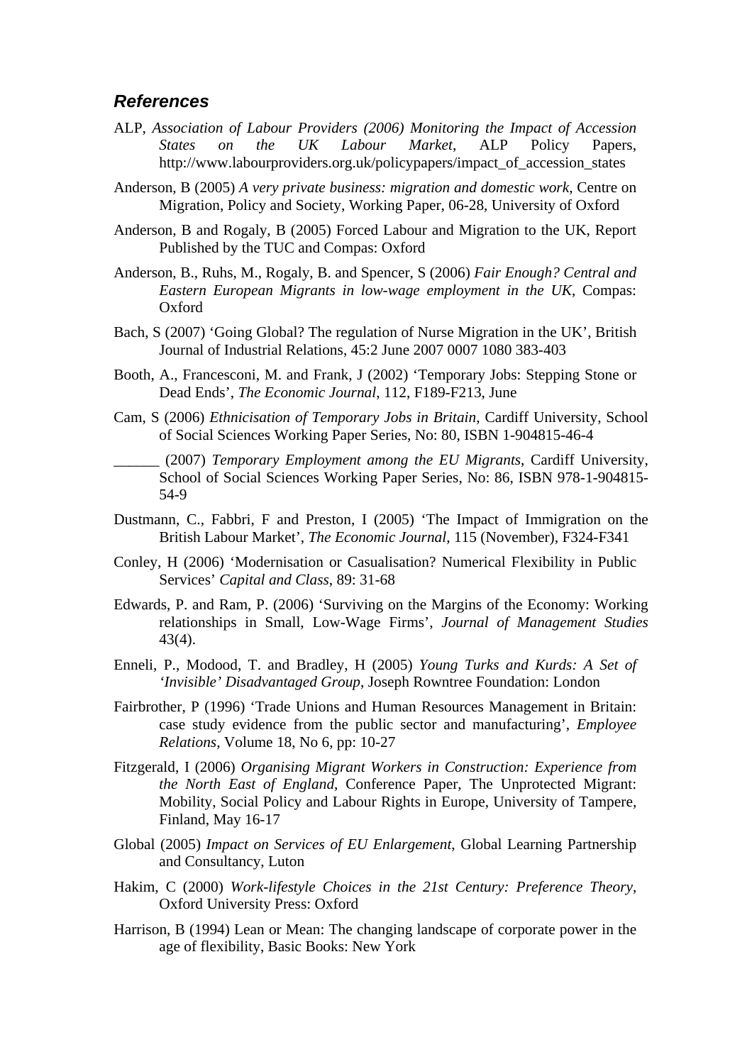### *References*

ALP, *Association of Labour Providers (2006) Monitoring the Impact of Accession States on the UK Labour Market*, ALP Policy Papers, http://www.labourproviders.org.uk/policypapers/impact_of_accession_states

Anderson, B (2005) *A very private business: migration and domestic work*, Centre on Migration, Policy and Society, Working Paper, 06-28, University of Oxford

Anderson, B and Rogaly, B (2005) Forced Labour and Migration to the UK, Report Published by the TUC and Compas: Oxford

Anderson, B., Ruhs, M., Rogaly, B. and Spencer, S (2006) *Fair Enough? Central and Eastern European Migrants in low-wage employment in the UK*, Compas: Oxford

Bach, S (2007) 'Going Global? The regulation of Nurse Migration in the UK', British Journal of Industrial Relations, 45:2 June 2007 0007 1080 383-403

Booth, A., Francesconi, M. and Frank, J (2002) 'Temporary Jobs: Stepping Stone or Dead Ends', *The Economic Journal*, 112, F189-F213, June

Cam, S (2006) *Ethnicisation of Temporary Jobs in Britain*, Cardiff University, School of Social Sciences Working Paper Series, No: 80, ISBN 1-904815-46-4

______ (2007) *Temporary Employment among the EU Migrants*, Cardiff University, School of Social Sciences Working Paper Series, No: 86, ISBN 978-1-904815-54-9

Dustmann, C., Fabbri, F and Preston, I (2005) 'The Impact of Immigration on the British Labour Market', *The Economic Journal*, 115 (November), F324-F341

Conley, H (2006) 'Modernisation or Casualisation? Numerical Flexibility in Public Services' *Capital and Class*, 89: 31-68

Edwards, P. and Ram, P. (2006) 'Surviving on the Margins of the Economy: Working relationships in Small, Low-Wage Firms', *Journal of Management Studies* 43(4).

Enneli, P., Modood, T. and Bradley, H (2005) *Young Turks and Kurds: A Set of 'Invisible' Disadvantaged Group*, Joseph Rowntree Foundation: London

Fairbrother, P (1996) 'Trade Unions and Human Resources Management in Britain: case study evidence from the public sector and manufacturing', *Employee Relations*, Volume 18, No 6, pp: 10-27

Fitzgerald, I (2006) *Organising Migrant Workers in Construction: Experience from the North East of England*, Conference Paper, The Unprotected Migrant: Mobility, Social Policy and Labour Rights in Europe, University of Tampere, Finland, May 16-17

Global (2005) *Impact on Services of EU Enlargement*, Global Learning Partnership and Consultancy, Luton

Hakim, C (2000) *Work-lifestyle Choices in the 21st Century: Preference Theory*, Oxford University Press: Oxford

Harrison, B (1994) Lean or Mean: The changing landscape of corporate power in the age of flexibility, Basic Books: New York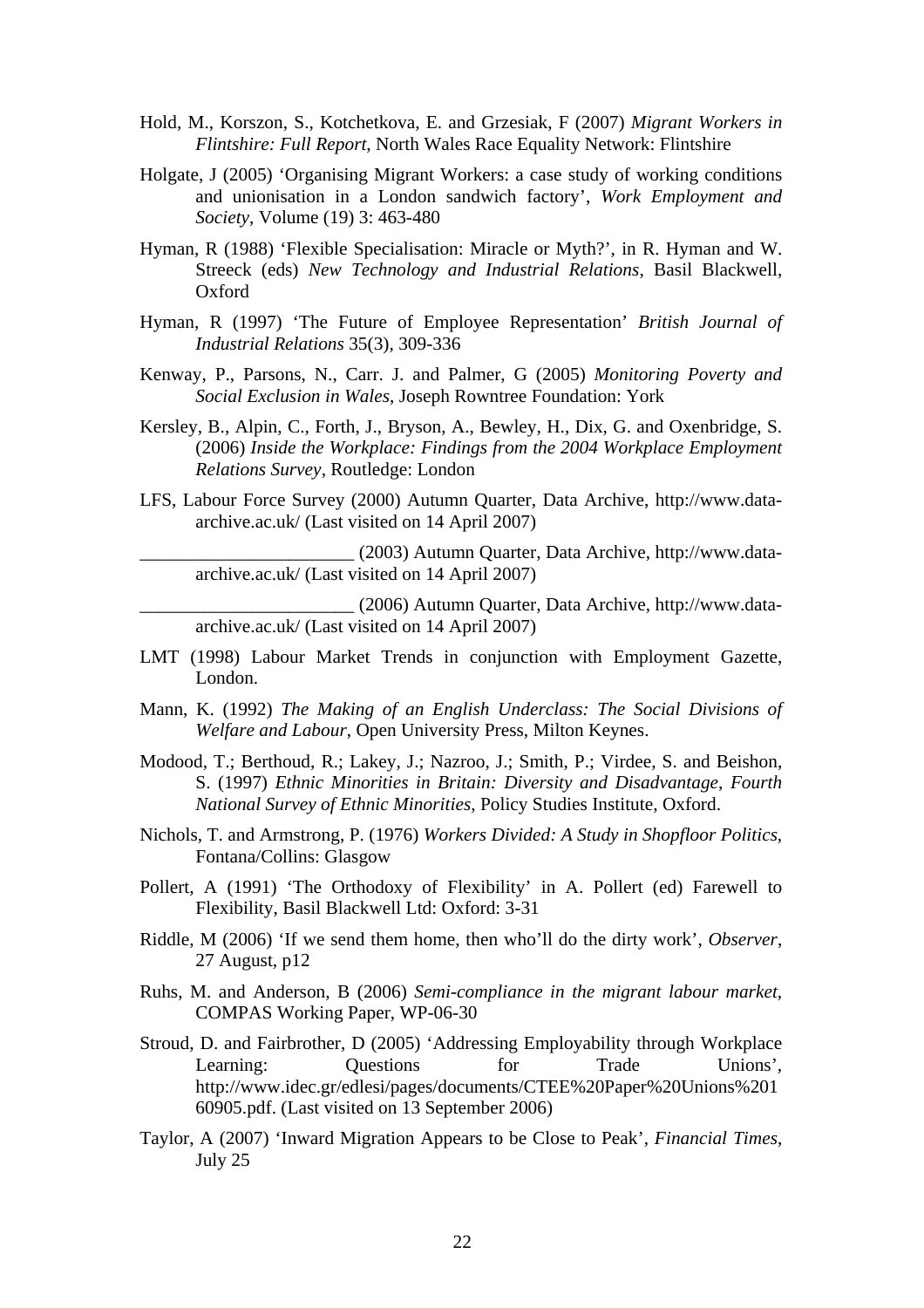Hold, M., Korszon, S., Kotchetkova, E. and Grzesiak, F (2007) *Migrant Workers in Flintshire: Full Report*, North Wales Race Equality Network: Flintshire

Holgate, J (2005) 'Organising Migrant Workers: a case study of working conditions and unionisation in a London sandwich factory', *Work Employment and Society*, Volume (19) 3: 463-480

Hyman, R (1988) 'Flexible Specialisation: Miracle or Myth?', in R. Hyman and W. Streeck (eds) *New Technology and Industrial Relations*, Basil Blackwell, Oxford

Hyman, R (1997) 'The Future of Employee Representation' *British Journal of Industrial Relations* 35(3), 309-336

Kenway, P., Parsons, N., Carr. J. and Palmer, G (2005) *Monitoring Poverty and Social Exclusion in Wales*, Joseph Rowntree Foundation: York

Kersley, B., Alpin, C., Forth, J., Bryson, A., Bewley, H., Dix, G. and Oxenbridge, S. (2006) *Inside the Workplace: Findings from the 2004 Workplace Employment Relations Survey*, Routledge: London

LFS, Labour Force Survey (2000) Autumn Quarter, Data Archive, http://www.data-archive.ac.uk/ (Last visited on 14 April 2007)

_______________________ (2003) Autumn Quarter, Data Archive, http://www.data-archive.ac.uk/ (Last visited on 14 April 2007)

_______________________ (2006) Autumn Quarter, Data Archive, http://www.data-archive.ac.uk/ (Last visited on 14 April 2007)

LMT (1998) Labour Market Trends in conjunction with Employment Gazette, London.

Mann, K. (1992) *The Making of an English Underclass: The Social Divisions of Welfare and Labour*, Open University Press, Milton Keynes.

Modood, T.; Berthoud, R.; Lakey, J.; Nazroo, J.; Smith, P.; Virdee, S. and Beishon, S. (1997) *Ethnic Minorities in Britain: Diversity and Disadvantage, Fourth National Survey of Ethnic Minorities*, Policy Studies Institute, Oxford.

Nichols, T. and Armstrong, P. (1976) *Workers Divided: A Study in Shopfloor Politics*, Fontana/Collins: Glasgow

Pollert, A (1991) 'The Orthodoxy of Flexibility' in A. Pollert (ed) Farewell to Flexibility, Basil Blackwell Ltd: Oxford: 3-31

Riddle, M (2006) 'If we send them home, then who'll do the dirty work', *Observer*, 27 August, p12

Ruhs, M. and Anderson, B (2006) *Semi-compliance in the migrant labour market*, COMPAS Working Paper, WP-06-30

Stroud, D. and Fairbrother, D (2005) 'Addressing Employability through Workplace Learning: Questions for Trade Unions', http://www.idec.gr/edlesi/pages/documents/CTEE%20Paper%20Unions%20160905.pdf. (Last visited on 13 September 2006)

Taylor, A (2007) 'Inward Migration Appears to be Close to Peak', *Financial Times*, July 25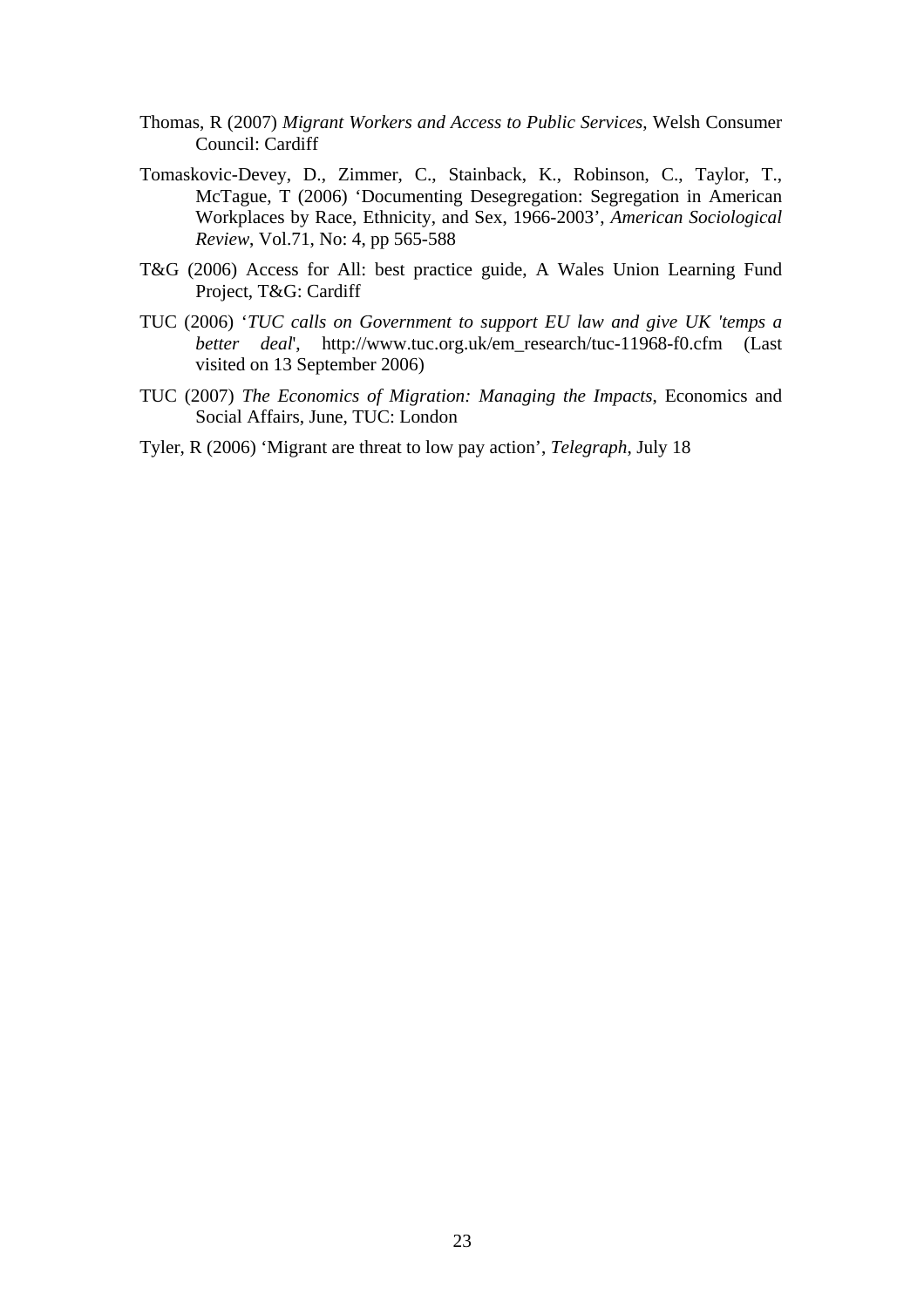Thomas, R (2007) *Migrant Workers and Access to Public Services*, Welsh Consumer Council: Cardiff

Tomaskovic-Devey, D., Zimmer, C., Stainback, K., Robinson, C., Taylor, T., McTague, T (2006) 'Documenting Desegregation: Segregation in American Workplaces by Race, Ethnicity, and Sex, 1966-2003', *American Sociological Review*, Vol.71, No: 4, pp 565-588

T&G (2006) Access for All: best practice guide, A Wales Union Learning Fund Project, T&G: Cardiff

TUC (2006) '*TUC calls on Government to support EU law and give UK 'temps a better deal*'', http://www.tuc.org.uk/em_research/tuc-11968-f0.cfm (Last visited on 13 September 2006)

TUC (2007) *The Economics of Migration: Managing the Impacts*, Economics and Social Affairs, June, TUC: London

Tyler, R (2006) 'Migrant are threat to low pay action', *Telegraph*, July 18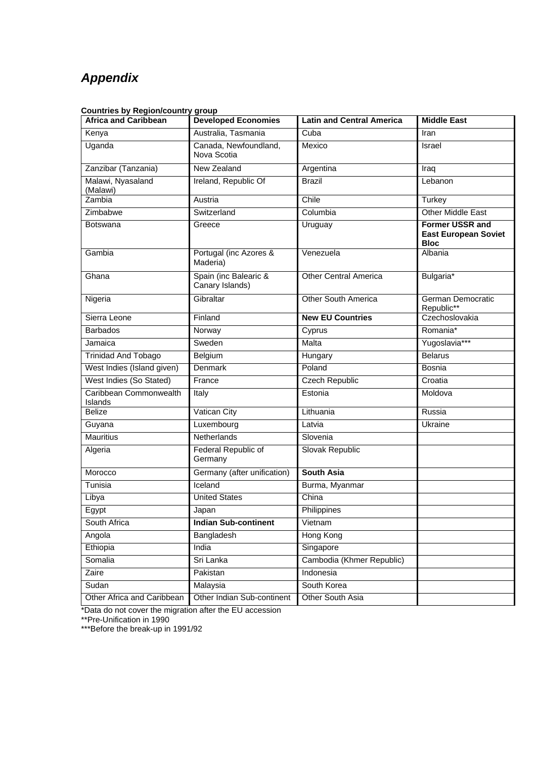## *Appendix*

**Countries by Region/country group**

| **Africa and Caribbean** | **Developed Economies** | **Latin and Central America** | **Middle East** |
|---|---|---|---|
| Kenya | Australia, Tasmania | Cuba | Iran |
| Uganda | Canada, Newfoundland, Nova Scotia | Mexico | Israel |
| Zanzibar (Tanzania) | New Zealand | Argentina | Iraq |
| Malawi, Nyasaland (Malawi) | Ireland, Republic Of | Brazil | Lebanon |
| Zambia | Austria | Chile | Turkey |
| Zimbabwe | Switzerland | Columbia | Other Middle East |
| Botswana | Greece | Uruguay | **Former USSR and East European Soviet Bloc** |
| Gambia | Portugal (inc Azores & Maderia) | Venezuela | Albania |
| Ghana | Spain (inc Balearic & Canary Islands) | Other Central America | Bulgaria* |
| Nigeria | Gibraltar | Other South America | German Democratic Republic** |
| Sierra Leone | Finland | **New EU Countries** | Czechoslovakia |
| Barbados | Norway | Cyprus | Romania* |
| Jamaica | Sweden | Malta | Yugoslavia*** |
| Trinidad And Tobago | Belgium | Hungary | Belarus |
| West Indies (Island given) | Denmark | Poland | Bosnia |
| West Indies (So Stated) | France | Czech Republic | Croatia |
| Caribbean Commonwealth Islands | Italy | Estonia | Moldova |
| Belize | Vatican City | Lithuania | Russia |
| Guyana | Luxembourg | Latvia | Ukraine |
| Mauritius | Netherlands | Slovenia | |
| Algeria | Federal Republic of Germany | Slovak Republic | |
| Morocco | Germany (after unification) | **South Asia** | |
| Tunisia | Iceland | Burma, Myanmar | |
| Libya | United States | China | |
| Egypt | Japan | Philippines | |
| South Africa | **Indian Sub-continent** | Vietnam | |
| Angola | Bangladesh | Hong Kong | |
| Ethiopia | India | Singapore | |
| Somalia | Sri Lanka | Cambodia (Khmer Republic) | |
| Zaire | Pakistan | Indonesia | |
| Sudan | Malaysia | South Korea | |
| Other Africa and Caribbean | Other Indian Sub-continent | Other South Asia | |

*Data do not cover the migration after the EU accession

**Pre-Unification in 1990

***Before the break-up in 1991/92